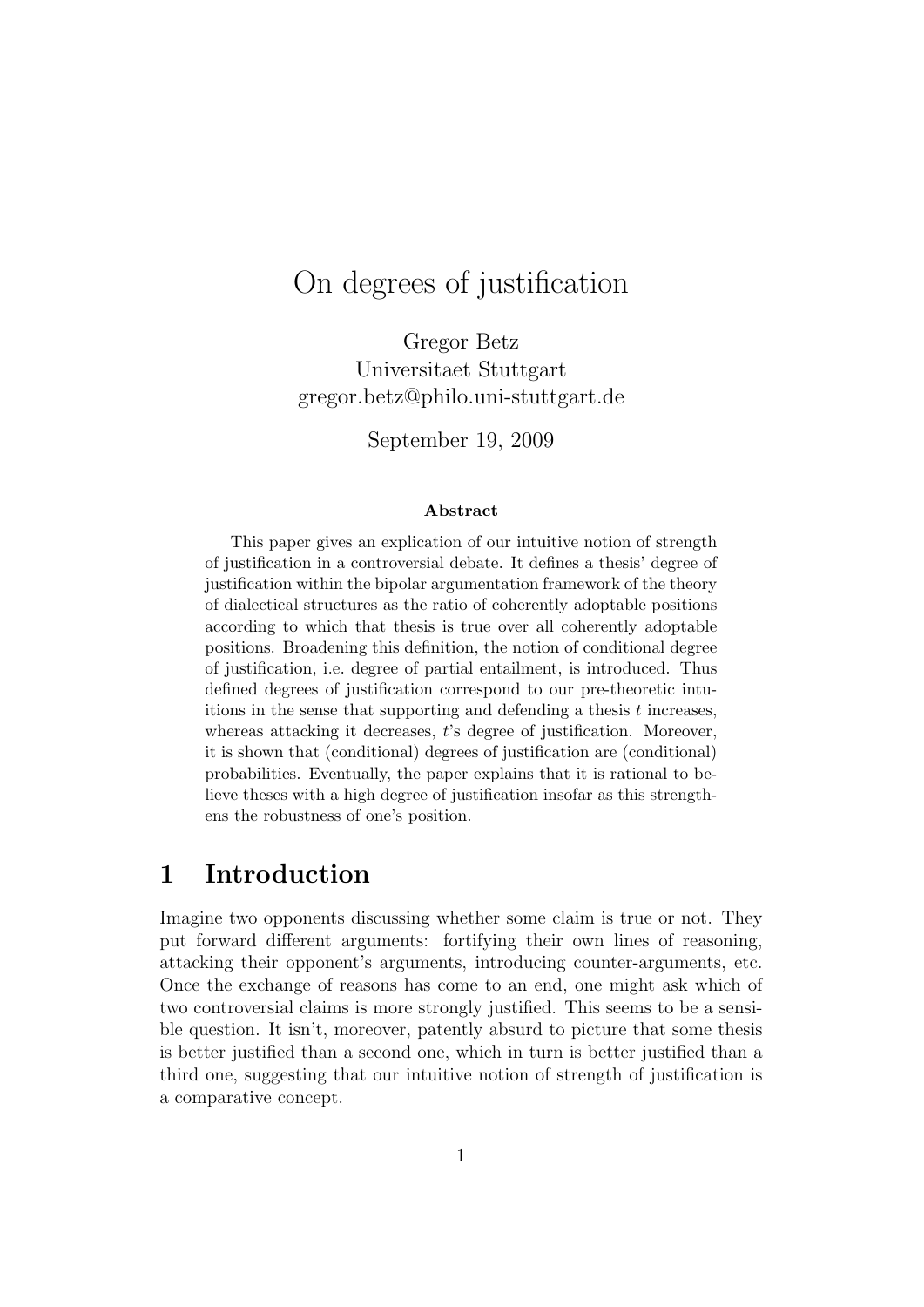# On degrees of justification

Gregor Betz
Universitaet Stuttgart
gregor.betz@philo.uni-stuttgart.de

September 19, 2009

**Abstract**

This paper gives an explication of our intuitive notion of strength of justification in a controversial debate. It defines a thesis' degree of justification within the bipolar argumentation framework of the theory of dialectical structures as the ratio of coherently adoptable positions according to which that thesis is true over all coherently adoptable positions. Broadening this definition, the notion of conditional degree of justification, i.e. degree of partial entailment, is introduced. Thus defined degrees of justification correspond to our pre-theoretic intuitions in the sense that supporting and defending a thesis $t$ increases, whereas attacking it decreases, $t$'s degree of justification. Moreover, it is shown that (conditional) degrees of justification are (conditional) probabilities. Eventually, the paper explains that it is rational to believe theses with a high degree of justification insofar as this strengthens the robustness of one's position.

## 1 Introduction

Imagine two opponents discussing whether some claim is true or not. They put forward different arguments: fortifying their own lines of reasoning, attacking their opponent's arguments, introducing counter-arguments, etc. Once the exchange of reasons has come to an end, one might ask which of two controversial claims is more strongly justified. This seems to be a sensible question. It isn't, moreover, patently absurd to picture that some thesis is better justified than a second one, which in turn is better justified than a third one, suggesting that our intuitive notion of strength of justification is a comparative concept.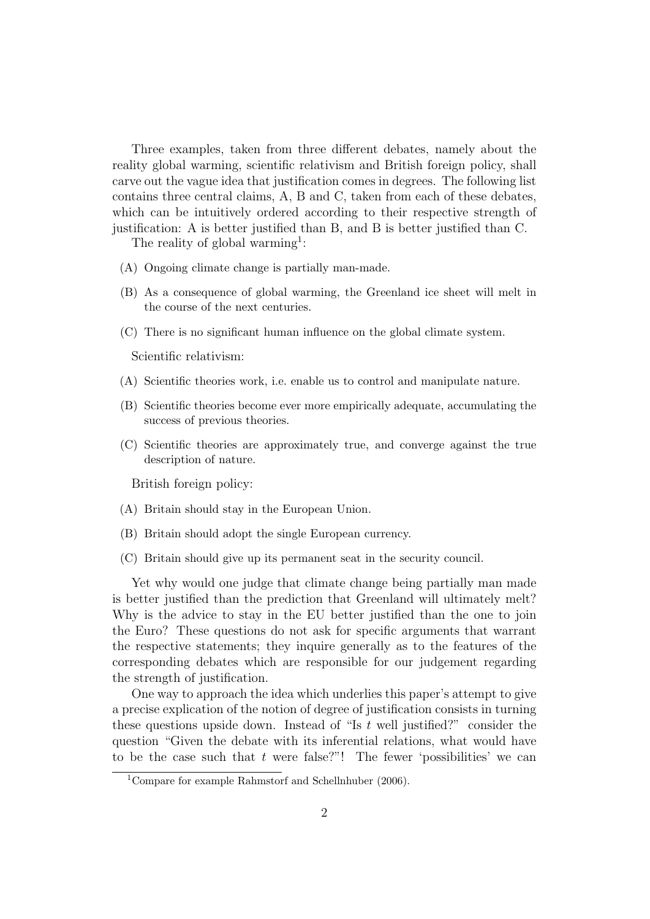Three examples, taken from three different debates, namely about the reality global warming, scientific relativism and British foreign policy, shall carve out the vague idea that justification comes in degrees. The following list contains three central claims, A, B and C, taken from each of these debates, which can be intuitively ordered according to their respective strength of justification: A is better justified than B, and B is better justified than C.

The reality of global warming[1]:

(A) Ongoing climate change is partially man-made.

(B) As a consequence of global warming, the Greenland ice sheet will melt in the course of the next centuries.

(C) There is no significant human influence on the global climate system.

Scientific relativism:

(A) Scientific theories work, i.e. enable us to control and manipulate nature.

(B) Scientific theories become ever more empirically adequate, accumulating the success of previous theories.

(C) Scientific theories are approximately true, and converge against the true description of nature.

British foreign policy:

(A) Britain should stay in the European Union.

(B) Britain should adopt the single European currency.

(C) Britain should give up its permanent seat in the security council.

Yet why would one judge that climate change being partially man made is better justified than the prediction that Greenland will ultimately melt? Why is the advice to stay in the EU better justified than the one to join the Euro? These questions do not ask for specific arguments that warrant the respective statements; they inquire generally as to the features of the corresponding debates which are responsible for our judgement regarding the strength of justification.

One way to approach the idea which underlies this paper's attempt to give a precise explication of the notion of degree of justification consists in turning these questions upside down. Instead of "Is $t$ well justified?" consider the question "Given the debate with its inferential relations, what would have to be the case such that $t$ were false?"! The fewer 'possibilities' we can

[1] Compare for example Rahmstorf and Schellnhuber (2006).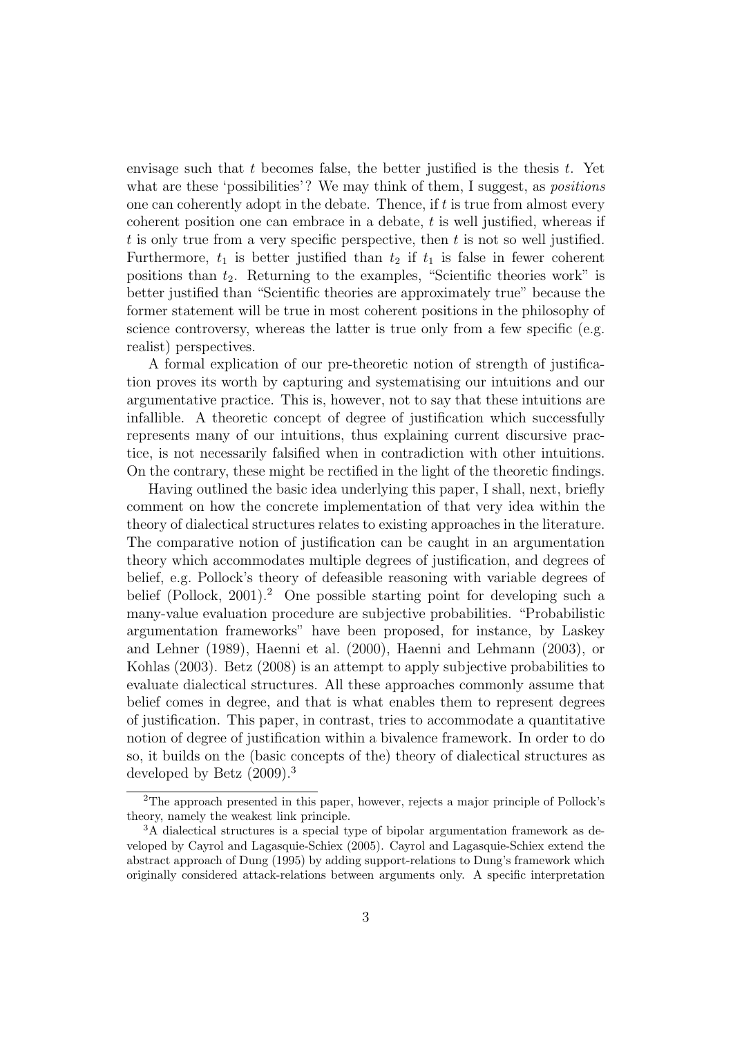envisage such that $t$ becomes false, the better justified is the thesis $t$. Yet what are these 'possibilities'? We may think of them, I suggest, as *positions* one can coherently adopt in the debate. Thence, if $t$ is true from almost every coherent position one can embrace in a debate, $t$ is well justified, whereas if $t$ is only true from a very specific perspective, then $t$ is not so well justified. Furthermore, $t_1$ is better justified than $t_2$ if $t_1$ is false in fewer coherent positions than $t_2$. Returning to the examples, "Scientific theories work" is better justified than "Scientific theories are approximately true" because the former statement will be true in most coherent positions in the philosophy of science controversy, whereas the latter is true only from a few specific (e.g. realist) perspectives.

A formal explication of our pre-theoretic notion of strength of justification proves its worth by capturing and systematising our intuitions and our argumentative practice. This is, however, not to say that these intuitions are infallible. A theoretic concept of degree of justification which successfully represents many of our intuitions, thus explaining current discursive practice, is not necessarily falsified when in contradiction with other intuitions. On the contrary, these might be rectified in the light of the theoretic findings.

Having outlined the basic idea underlying this paper, I shall, next, briefly comment on how the concrete implementation of that very idea within the theory of dialectical structures relates to existing approaches in the literature. The comparative notion of justification can be caught in an argumentation theory which accommodates multiple degrees of justification, and degrees of belief, e.g. Pollock's theory of defeasible reasoning with variable degrees of belief (Pollock, 2001).[2] One possible starting point for developing such a many-value evaluation procedure are subjective probabilities. "Probabilistic argumentation frameworks" have been proposed, for instance, by Laskey and Lehner (1989), Haenni et al. (2000), Haenni and Lehmann (2003), or Kohlas (2003). Betz (2008) is an attempt to apply subjective probabilities to evaluate dialectical structures. All these approaches commonly assume that belief comes in degree, and that is what enables them to represent degrees of justification. This paper, in contrast, tries to accommodate a quantitative notion of degree of justification within a bivalence framework. In order to do so, it builds on the (basic concepts of the) theory of dialectical structures as developed by Betz (2009).[3]

[2]The approach presented in this paper, however, rejects a major principle of Pollock's theory, namely the weakest link principle.

[3]A dialectical structures is a special type of bipolar argumentation framework as developed by Cayrol and Lagasquie-Schiex (2005). Cayrol and Lagasquie-Schiex extend the abstract approach of Dung (1995) by adding support-relations to Dung's framework which originally considered attack-relations between arguments only. A specific interpretation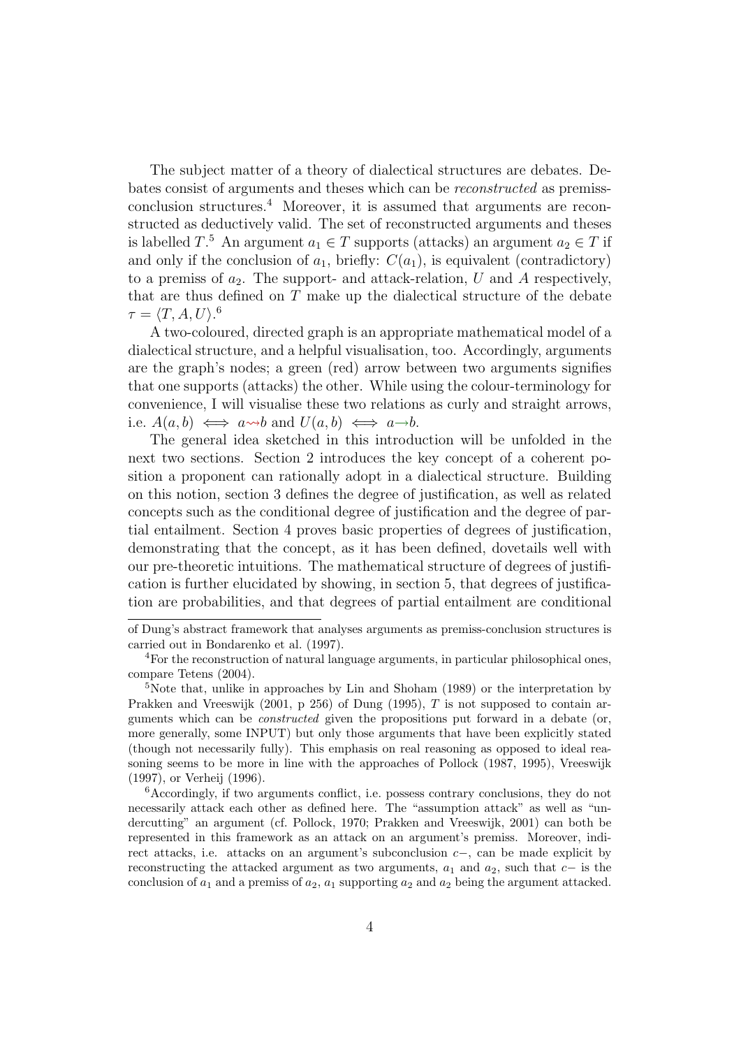The subject matter of a theory of dialectical structures are debates. Debates consist of arguments and theses which can be *reconstructed* as premiss-conclusion structures.[4] Moreover, it is assumed that arguments are reconstructed as deductively valid. The set of reconstructed arguments and theses is labelled $T$.[5] An argument $a_1 \in T$ supports (attacks) an argument $a_2 \in T$ if and only if the conclusion of $a_1$, briefly: $C(a_1)$, is equivalent (contradictory) to a premiss of $a_2$. The support- and attack-relation, $U$ and $A$ respectively, that are thus defined on $T$ make up the dialectical structure of the debate $\tau = \langle T, A, U \rangle$.[6]

A two-coloured, directed graph is an appropriate mathematical model of a dialectical structure, and a helpful visualisation, too. Accordingly, arguments are the graph's nodes; a green (red) arrow between two arguments signifies that one supports (attacks) the other. While using the colour-terminology for convenience, I will visualise these two relations as curly and straight arrows, i.e. $A(a,b) \iff a \rightsquigarrow b$ and $U(a,b) \iff a \rightarrow b$.

The general idea sketched in this introduction will be unfolded in the next two sections. Section 2 introduces the key concept of a coherent position a proponent can rationally adopt in a dialectical structure. Building on this notion, section 3 defines the degree of justification, as well as related concepts such as the conditional degree of justification and the degree of partial entailment. Section 4 proves basic properties of degrees of justification, demonstrating that the concept, as it has been defined, dovetails well with our pre-theoretic intuitions. The mathematical structure of degrees of justification is further elucidated by showing, in section 5, that degrees of justification are probabilities, and that degrees of partial entailment are conditional

---

of Dung's abstract framework that analyses arguments as premiss-conclusion structures is carried out in Bondarenko et al. (1997).

[4] For the reconstruction of natural language arguments, in particular philosophical ones, compare Tetens (2004).

[5] Note that, unlike in approaches by Lin and Shoham (1989) or the interpretation by Prakken and Vreeswijk (2001, p 256) of Dung (1995), $T$ is not supposed to contain arguments which can be *constructed* given the propositions put forward in a debate (or, more generally, some INPUT) but only those arguments that have been explicitly stated (though not necessarily fully). This emphasis on real reasoning as opposed to ideal reasoning seems to be more in line with the approaches of Pollock (1987, 1995), Vreeswijk (1997), or Verheij (1996).

[6] Accordingly, if two arguments conflict, i.e. possess contrary conclusions, they do not necessarily attack each other as defined here. The "assumption attack" as well as "undercutting" an argument (cf. Pollock, 1970; Prakken and Vreeswijk, 2001) can both be represented in this framework as an attack on an argument's premiss. Moreover, indirect attacks, i.e. attacks on an argument's subconclusion $c-$, can be made explicit by reconstructing the attacked argument as two arguments, $a_1$ and $a_2$, such that $c-$ is the conclusion of $a_1$ and a premiss of $a_2$, $a_1$ supporting $a_2$ and $a_2$ being the argument attacked.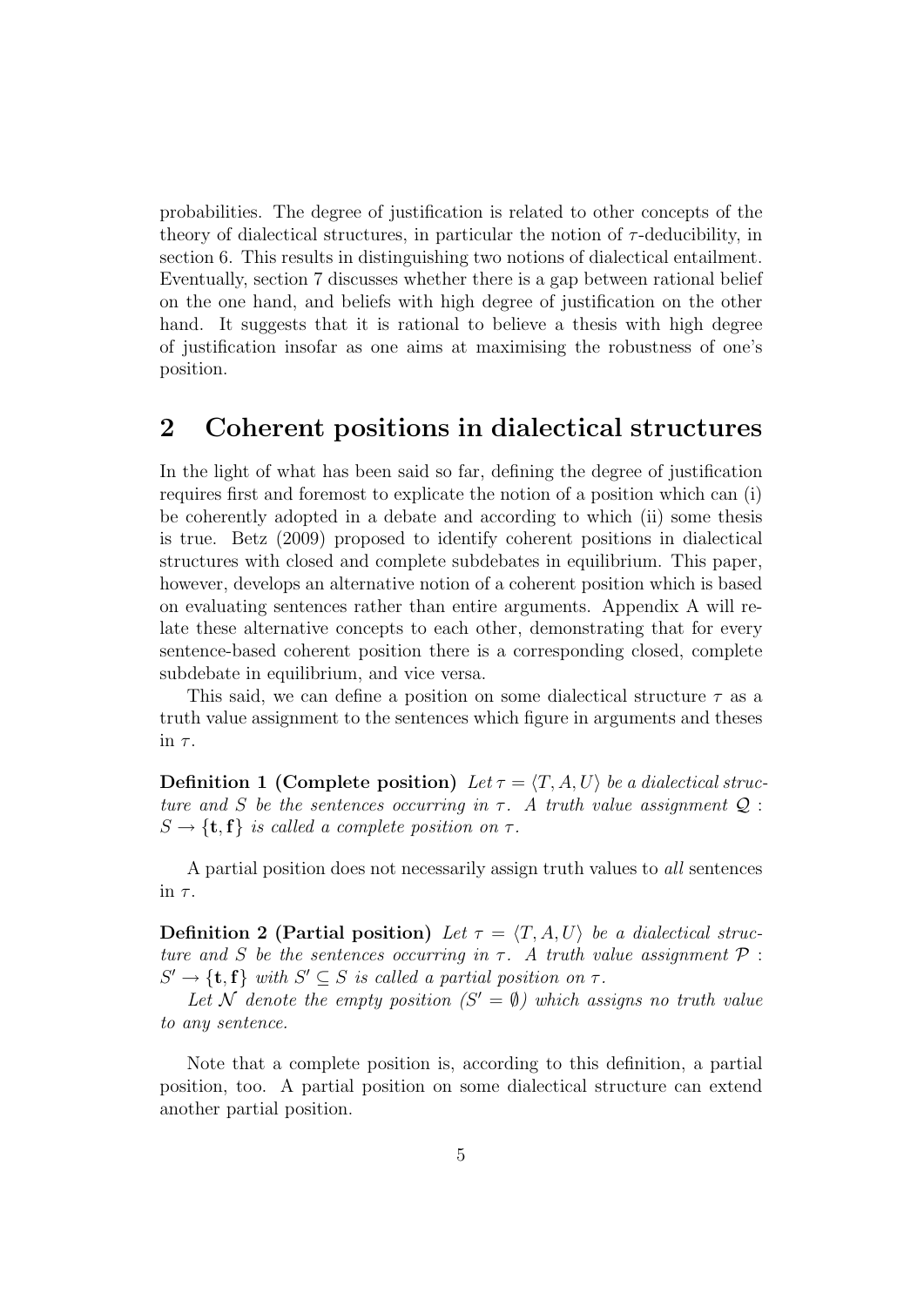probabilities. The degree of justification is related to other concepts of the theory of dialectical structures, in particular the notion of $\tau$-deducibility, in section 6. This results in distinguishing two notions of dialectical entailment. Eventually, section 7 discusses whether there is a gap between rational belief on the one hand, and beliefs with high degree of justification on the other hand. It suggests that it is rational to believe a thesis with high degree of justification insofar as one aims at maximising the robustness of one's position.

## 2 Coherent positions in dialectical structures

In the light of what has been said so far, defining the degree of justification requires first and foremost to explicate the notion of a position which can (i) be coherently adopted in a debate and according to which (ii) some thesis is true. Betz (2009) proposed to identify coherent positions in dialectical structures with closed and complete subdebates in equilibrium. This paper, however, develops an alternative notion of a coherent position which is based on evaluating sentences rather than entire arguments. Appendix A will relate these alternative concepts to each other, demonstrating that for every sentence-based coherent position there is a corresponding closed, complete subdebate in equilibrium, and vice versa.

This said, we can define a position on some dialectical structure $\tau$ as a truth value assignment to the sentences which figure in arguments and theses in $\tau$.

**Definition 1 (Complete position)** *Let $\tau = \langle T, A, U \rangle$ be a dialectical structure and $S$ be the sentences occurring in $\tau$. A truth value assignment $\mathcal{Q} : S \to \{\mathbf{t}, \mathbf{f}\}$ is called a complete position on $\tau$.*

A partial position does not necessarily assign truth values to *all* sentences in $\tau$.

**Definition 2 (Partial position)** *Let $\tau = \langle T, A, U \rangle$ be a dialectical structure and $S$ be the sentences occurring in $\tau$. A truth value assignment $\mathcal{P} : S' \to \{\mathbf{t}, \mathbf{f}\}$ with $S' \subseteq S$ is called a partial position on $\tau$.*

*Let $\mathcal{N}$ denote the empty position ($S' = \emptyset$) which assigns no truth value to any sentence.*

Note that a complete position is, according to this definition, a partial position, too. A partial position on some dialectical structure can extend another partial position.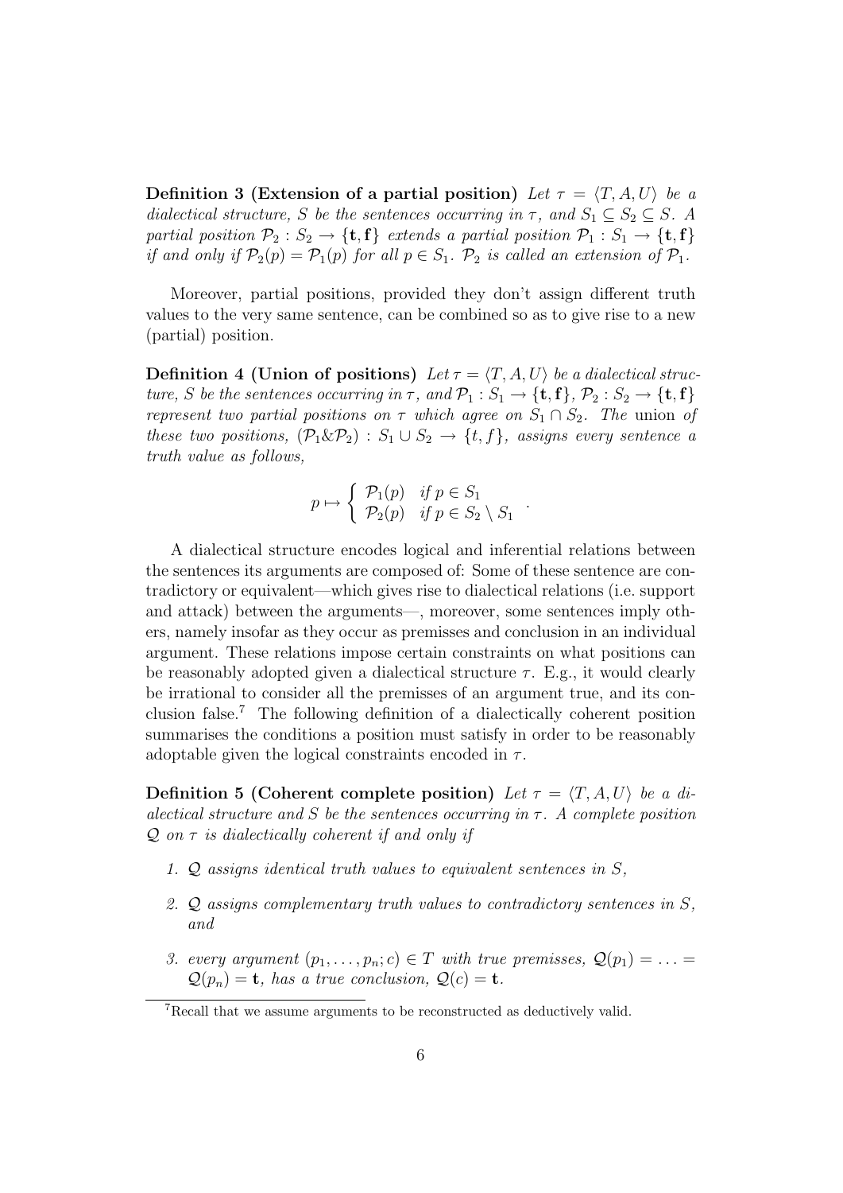**Definition 3 (Extension of a partial position)** *Let $\tau = \langle T, A, U\rangle$ be a dialectical structure, S be the sentences occurring in $\tau$, and $S_1 \subseteq S_2 \subseteq S$. A partial position $\mathcal{P}_2 : S_2 \rightarrow \{\mathbf{t}, \mathbf{f}\}$ extends a partial position $\mathcal{P}_1 : S_1 \rightarrow \{\mathbf{t}, \mathbf{f}\}$ if and only if $\mathcal{P}_2(p) = \mathcal{P}_1(p)$ for all $p \in S_1$. $\mathcal{P}_2$ is called an extension of $\mathcal{P}_1$.*

Moreover, partial positions, provided they don't assign different truth values to the very same sentence, can be combined so as to give rise to a new (partial) position.

**Definition 4 (Union of positions)** *Let $\tau = \langle T, A, U\rangle$ be a dialectical structure, S be the sentences occurring in $\tau$, and $\mathcal{P}_1 : S_1 \rightarrow \{\mathbf{t}, \mathbf{f}\}$, $\mathcal{P}_2 : S_2 \rightarrow \{\mathbf{t}, \mathbf{f}\}$ represent two partial positions on $\tau$ which agree on $S_1 \cap S_2$. The* union *of these two positions, $(\mathcal{P}_1 \& \mathcal{P}_2) : S_1 \cup S_2 \rightarrow \{t, f\}$, assigns every sentence a truth value as follows,*

$$p \mapsto \begin{cases} \mathcal{P}_1(p) & \text{if } p \in S_1 \\ \mathcal{P}_2(p) & \text{if } p \in S_2 \setminus S_1 \end{cases} .$$

A dialectical structure encodes logical and inferential relations between the sentences its arguments are composed of: Some of these sentence are contradictory or equivalent—which gives rise to dialectical relations (i.e. support and attack) between the arguments—, moreover, some sentences imply others, namely insofar as they occur as premisses and conclusion in an individual argument. These relations impose certain constraints on what positions can be reasonably adopted given a dialectical structure $\tau$. E.g., it would clearly be irrational to consider all the premisses of an argument true, and its conclusion false.[7] The following definition of a dialectically coherent position summarises the conditions a position must satisfy in order to be reasonably adoptable given the logical constraints encoded in $\tau$.

**Definition 5 (Coherent complete position)** *Let $\tau = \langle T, A, U\rangle$ be a dialectical structure and S be the sentences occurring in $\tau$. A complete position $\mathcal{Q}$ on $\tau$ is dialectically coherent if and only if*

1. *$\mathcal{Q}$ assigns identical truth values to equivalent sentences in S,*
2. *$\mathcal{Q}$ assigns complementary truth values to contradictory sentences in S, and*
3. *every argument $(p_1, \ldots, p_n; c) \in T$ with true premisses, $\mathcal{Q}(p_1) = \ldots = \mathcal{Q}(p_n) = \mathbf{t}$, has a true conclusion, $\mathcal{Q}(c) = \mathbf{t}$.*

[7] Recall that we assume arguments to be reconstructed as deductively valid.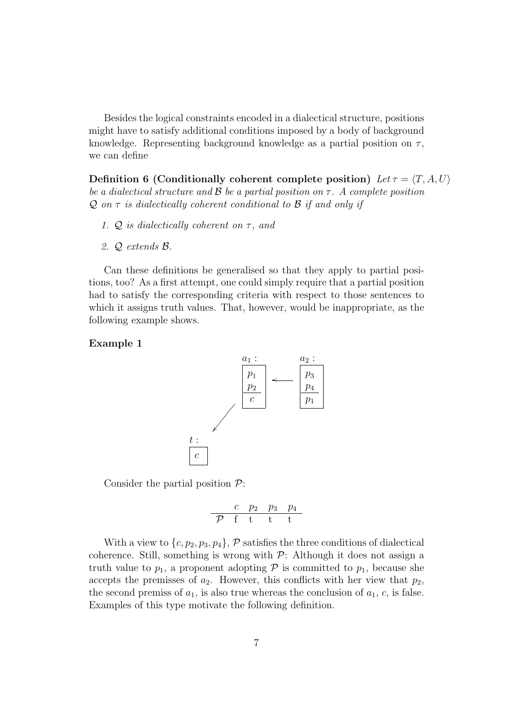Besides the logical constraints encoded in a dialectical structure, positions might have to satisfy additional conditions imposed by a body of background knowledge. Representing background knowledge as a partial position on $\tau$, we can define

**Definition 6 (Conditionally coherent complete position)** *Let $\tau = \langle T, A, U \rangle$ be a dialectical structure and $\mathcal{B}$ be a partial position on $\tau$. A complete position $\mathcal{Q}$ on $\tau$ is dialectically coherent conditional to $\mathcal{B}$ if and only if*

1. *$\mathcal{Q}$ is dialectically coherent on $\tau$, and*
2. *$\mathcal{Q}$ extends $\mathcal{B}$.*

Can these definitions be generalised so that they apply to partial positions, too? As a first attempt, one could simply require that a partial position had to satisfy the corresponding criteria with respect to those sentences to which it assigns truth values. That, however, would be inappropriate, as the following example shows.

**Example 1**

$a_1$: $p_1$, $p_2$ / $c$ ← $a_2$: $p_3$, $p_4$ / $p_1$

$a_1$ → $t$: $c$

Consider the partial position $\mathcal{P}$:

|  | $c$ | $p_2$ | $p_3$ | $p_4$ |
|---|---|---|---|---|
| $\mathcal{P}$ | f | t | t | t |

With a view to $\{c, p_2, p_3, p_4\}$, $\mathcal{P}$ satisfies the three conditions of dialectical coherence. Still, something is wrong with $\mathcal{P}$: Although it does not assign a truth value to $p_1$, a proponent adopting $\mathcal{P}$ is committed to $p_1$, because she accepts the premisses of $a_2$. However, this conflicts with her view that $p_2$, the second premiss of $a_1$, is also true whereas the conclusion of $a_1$, $c$, is false. Examples of this type motivate the following definition.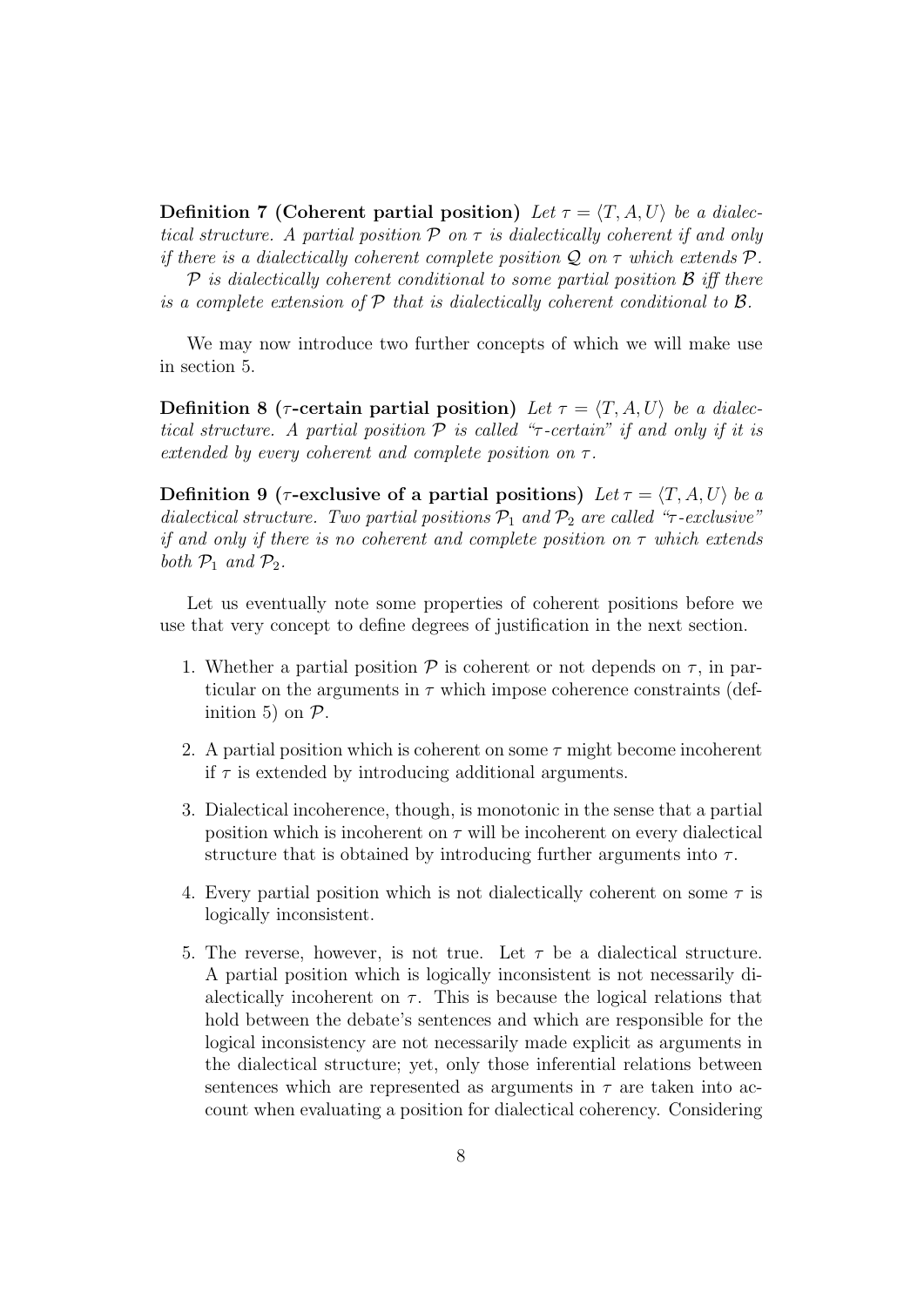**Definition 7 (Coherent partial position)** *Let $\tau = \langle T, A, U \rangle$ be a dialectical structure. A partial position $\mathcal{P}$ on $\tau$ is dialectically coherent if and only if there is a dialectically coherent complete position $\mathcal{Q}$ on $\tau$ which extends $\mathcal{P}$.*

*$\mathcal{P}$ is dialectically coherent conditional to some partial position $\mathcal{B}$ iff there is a complete extension of $\mathcal{P}$ that is dialectically coherent conditional to $\mathcal{B}$.*

We may now introduce two further concepts of which we will make use in section 5.

**Definition 8 ($\tau$-certain partial position)** *Let $\tau = \langle T, A, U \rangle$ be a dialectical structure. A partial position $\mathcal{P}$ is called "$\tau$-certain" if and only if it is extended by every coherent and complete position on $\tau$.*

**Definition 9 ($\tau$-exclusive of a partial positions)** *Let $\tau = \langle T, A, U \rangle$ be a dialectical structure. Two partial positions $\mathcal{P}_1$ and $\mathcal{P}_2$ are called "$\tau$-exclusive" if and only if there is no coherent and complete position on $\tau$ which extends both $\mathcal{P}_1$ and $\mathcal{P}_2$.*

Let us eventually note some properties of coherent positions before we use that very concept to define degrees of justification in the next section.

1. Whether a partial position $\mathcal{P}$ is coherent or not depends on $\tau$, in particular on the arguments in $\tau$ which impose coherence constraints (definition 5) on $\mathcal{P}$.
2. A partial position which is coherent on some $\tau$ might become incoherent if $\tau$ is extended by introducing additional arguments.
3. Dialectical incoherence, though, is monotonic in the sense that a partial position which is incoherent on $\tau$ will be incoherent on every dialectical structure that is obtained by introducing further arguments into $\tau$.
4. Every partial position which is not dialectically coherent on some $\tau$ is logically inconsistent.
5. The reverse, however, is not true. Let $\tau$ be a dialectical structure. A partial position which is logically inconsistent is not necessarily dialectically incoherent on $\tau$. This is because the logical relations that hold between the debate's sentences and which are responsible for the logical inconsistency are not necessarily made explicit as arguments in the dialectical structure; yet, only those inferential relations between sentences which are represented as arguments in $\tau$ are taken into account when evaluating a position for dialectical coherency. Considering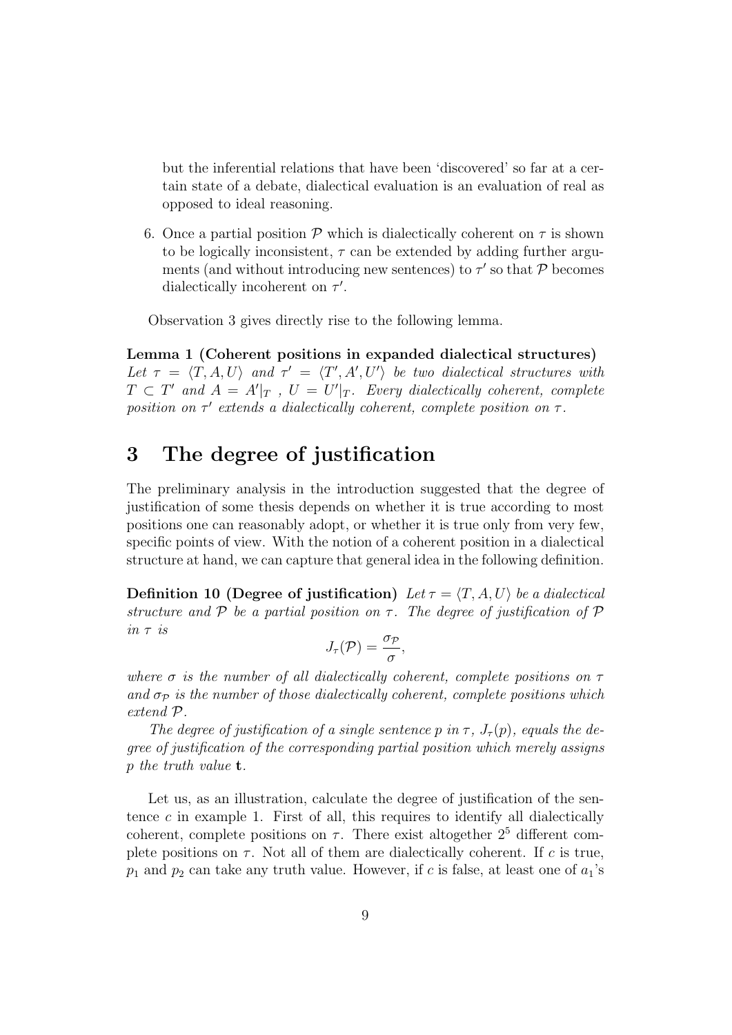but the inferential relations that have been 'discovered' so far at a certain state of a debate, dialectical evaluation is an evaluation of real as opposed to ideal reasoning.

6. Once a partial position $\mathcal{P}$ which is dialectically coherent on $\tau$ is shown to be logically inconsistent, $\tau$ can be extended by adding further arguments (and without introducing new sentences) to $\tau'$ so that $\mathcal{P}$ becomes dialectically incoherent on $\tau'$.

Observation 3 gives directly rise to the following lemma.

**Lemma 1 (Coherent positions in expanded dialectical structures)** *Let $\tau = \langle T, A, U \rangle$ and $\tau' = \langle T', A', U' \rangle$ be two dialectical structures with $T \subset T'$ and $A = A'|_T$ , $U = U'|_T$. Every dialectically coherent, complete position on $\tau'$ extends a dialectically coherent, complete position on $\tau$.*

# 3 The degree of justification

The preliminary analysis in the introduction suggested that the degree of justification of some thesis depends on whether it is true according to most positions one can reasonably adopt, or whether it is true only from very few, specific points of view. With the notion of a coherent position in a dialectical structure at hand, we can capture that general idea in the following definition.

**Definition 10 (Degree of justification)** *Let $\tau = \langle T, A, U \rangle$ be a dialectical structure and $\mathcal{P}$ be a partial position on $\tau$. The degree of justification of $\mathcal{P}$ in $\tau$ is*

$$J_\tau(\mathcal{P}) = \frac{\sigma_\mathcal{P}}{\sigma},$$

*where $\sigma$ is the number of all dialectically coherent, complete positions on $\tau$ and $\sigma_\mathcal{P}$ is the number of those dialectically coherent, complete positions which extend $\mathcal{P}$.*

*The degree of justification of a single sentence $p$ in $\tau$, $J_\tau(p)$, equals the degree of justification of the corresponding partial position which merely assigns $p$ the truth value* **t**.

Let us, as an illustration, calculate the degree of justification of the sentence $c$ in example 1. First of all, this requires to identify all dialectically coherent, complete positions on $\tau$. There exist altogether $2^5$ different complete positions on $\tau$. Not all of them are dialectically coherent. If $c$ is true, $p_1$ and $p_2$ can take any truth value. However, if $c$ is false, at least one of $a_1$'s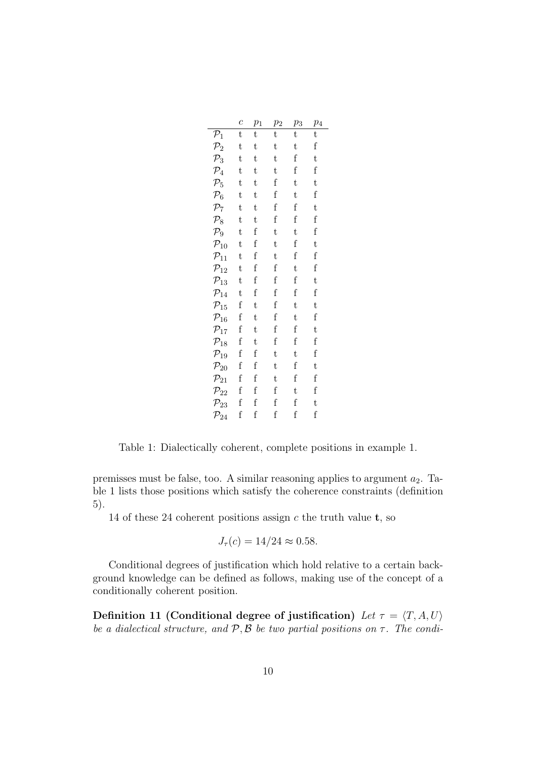|  | $c$ | $p_1$ | $p_2$ | $p_3$ | $p_4$ |
|---|---|---|---|---|---|
| $\mathcal{P}_1$ | t | t | t | t | t |
| $\mathcal{P}_2$ | t | t | t | t | f |
| $\mathcal{P}_3$ | t | t | t | f | t |
| $\mathcal{P}_4$ | t | t | t | f | f |
| $\mathcal{P}_5$ | t | t | f | t | t |
| $\mathcal{P}_6$ | t | t | f | t | f |
| $\mathcal{P}_7$ | t | t | f | f | t |
| $\mathcal{P}_8$ | t | t | f | f | f |
| $\mathcal{P}_9$ | t | f | t | t | f |
| $\mathcal{P}_{10}$ | t | f | t | f | t |
| $\mathcal{P}_{11}$ | t | f | t | f | f |
| $\mathcal{P}_{12}$ | t | f | f | t | f |
| $\mathcal{P}_{13}$ | t | f | f | f | t |
| $\mathcal{P}_{14}$ | t | f | f | f | f |
| $\mathcal{P}_{15}$ | f | t | f | t | t |
| $\mathcal{P}_{16}$ | f | t | f | t | f |
| $\mathcal{P}_{17}$ | f | t | f | f | t |
| $\mathcal{P}_{18}$ | f | t | f | f | f |
| $\mathcal{P}_{19}$ | f | f | t | t | f |
| $\mathcal{P}_{20}$ | f | f | t | f | t |
| $\mathcal{P}_{21}$ | f | f | t | f | f |
| $\mathcal{P}_{22}$ | f | f | f | t | f |
| $\mathcal{P}_{23}$ | f | f | f | f | t |
| $\mathcal{P}_{24}$ | f | f | f | f | f |

Table 1: Dialectically coherent, complete positions in example 1.

premisses must be false, too. A similar reasoning applies to argument $a_2$. Table 1 lists those positions which satisfy the coherence constraints (definition 5).

14 of these 24 coherent positions assign $c$ the truth value **t**, so

$$J_\tau(c) = 14/24 \approx 0.58.$$

Conditional degrees of justification which hold relative to a certain background knowledge can be defined as follows, making use of the concept of a conditionally coherent position.

**Definition 11 (Conditional degree of justification)** *Let $\tau = \langle T, A, U \rangle$ be a dialectical structure, and $\mathcal{P}, \mathcal{B}$ be two partial positions on $\tau$. The condi-*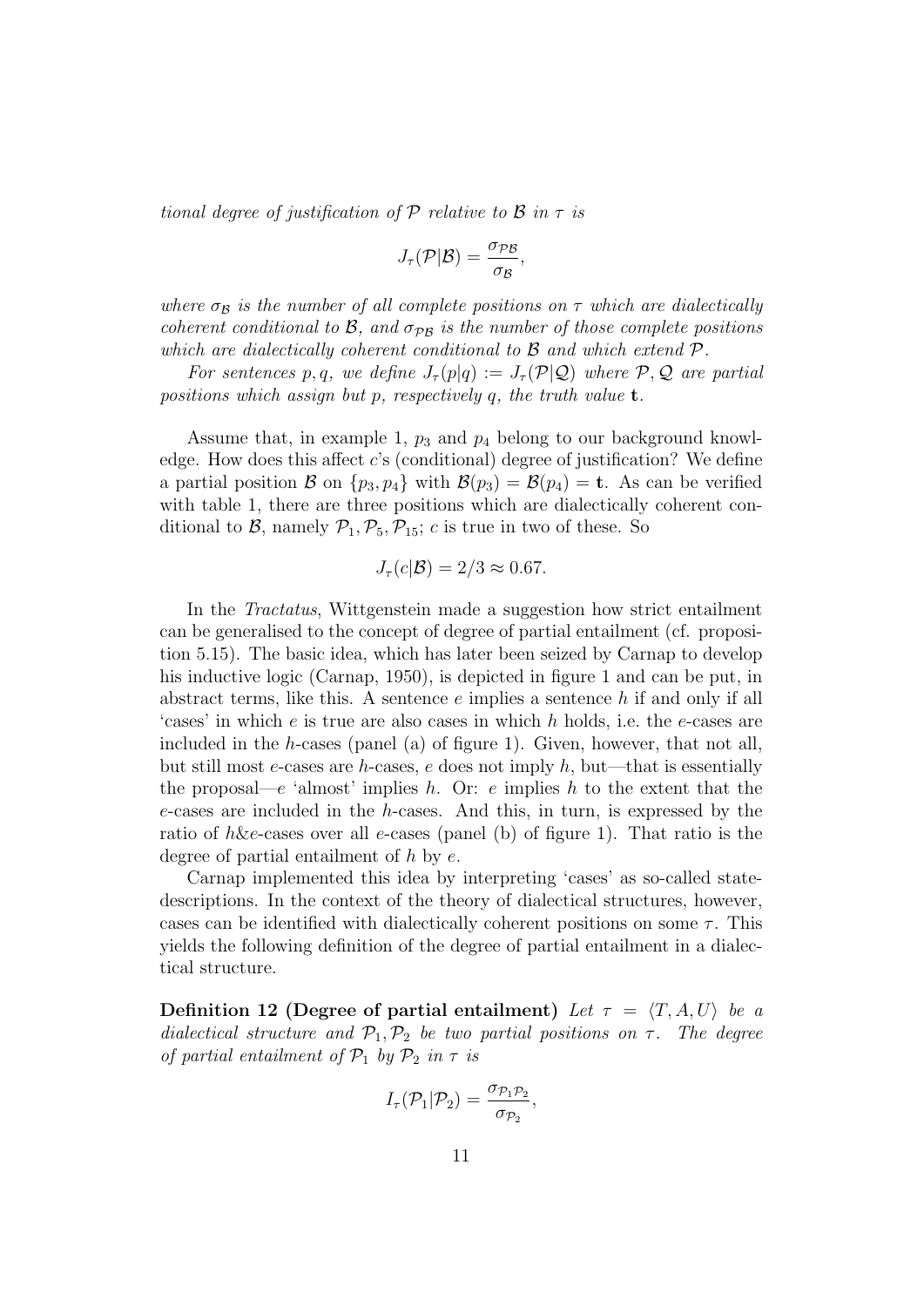*tional degree of justification of $\mathcal{P}$ relative to $\mathcal{B}$ in $\tau$ is*

$$J_\tau(\mathcal{P}|\mathcal{B}) = \frac{\sigma_{\mathcal{P}\mathcal{B}}}{\sigma_{\mathcal{B}}},$$

*where $\sigma_{\mathcal{B}}$ is the number of all complete positions on $\tau$ which are dialectically coherent conditional to $\mathcal{B}$, and $\sigma_{\mathcal{P}\mathcal{B}}$ is the number of those complete positions which are dialectically coherent conditional to $\mathcal{B}$ and which extend $\mathcal{P}$.*

*For sentences $p, q$, we define $J_\tau(p|q) := J_\tau(\mathcal{P}|\mathcal{Q})$ where $\mathcal{P}, \mathcal{Q}$ are partial positions which assign but $p$, respectively $q$, the truth value $\mathbf{t}$.*

Assume that, in example 1, $p_3$ and $p_4$ belong to our background knowledge. How does this affect $c$'s (conditional) degree of justification? We define a partial position $\mathcal{B}$ on $\{p_3, p_4\}$ with $\mathcal{B}(p_3) = \mathcal{B}(p_4) = \mathbf{t}$. As can be verified with table 1, there are three positions which are dialectically coherent conditional to $\mathcal{B}$, namely $\mathcal{P}_1, \mathcal{P}_5, \mathcal{P}_{15}$; $c$ is true in two of these. So

$$J_\tau(c|\mathcal{B}) = 2/3 \approx 0.67.$$

In the *Tractatus*, Wittgenstein made a suggestion how strict entailment can be generalised to the concept of degree of partial entailment (cf. proposition 5.15). The basic idea, which has later been seized by Carnap to develop his inductive logic (Carnap, 1950), is depicted in figure 1 and can be put, in abstract terms, like this. A sentence $e$ implies a sentence $h$ if and only if all 'cases' in which $e$ is true are also cases in which $h$ holds, i.e. the $e$-cases are included in the $h$-cases (panel (a) of figure 1). Given, however, that not all, but still most $e$-cases are $h$-cases, $e$ does not imply $h$, but—that is essentially the proposal—$e$ 'almost' implies $h$. Or: $e$ implies $h$ to the extent that the $e$-cases are included in the $h$-cases. And this, in turn, is expressed by the ratio of $h\&e$-cases over all $e$-cases (panel (b) of figure 1). That ratio is the degree of partial entailment of $h$ by $e$.

Carnap implemented this idea by interpreting 'cases' as so-called state-descriptions. In the context of the theory of dialectical structures, however, cases can be identified with dialectically coherent positions on some $\tau$. This yields the following definition of the degree of partial entailment in a dialectical structure.

**Definition 12 (Degree of partial entailment)** *Let $\tau = \langle T, A, U \rangle$ be a dialectical structure and $\mathcal{P}_1, \mathcal{P}_2$ be two partial positions on $\tau$. The degree of partial entailment of $\mathcal{P}_1$ by $\mathcal{P}_2$ in $\tau$ is*

$$I_\tau(\mathcal{P}_1|\mathcal{P}_2) = \frac{\sigma_{\mathcal{P}_1\mathcal{P}_2}}{\sigma_{\mathcal{P}_2}},$$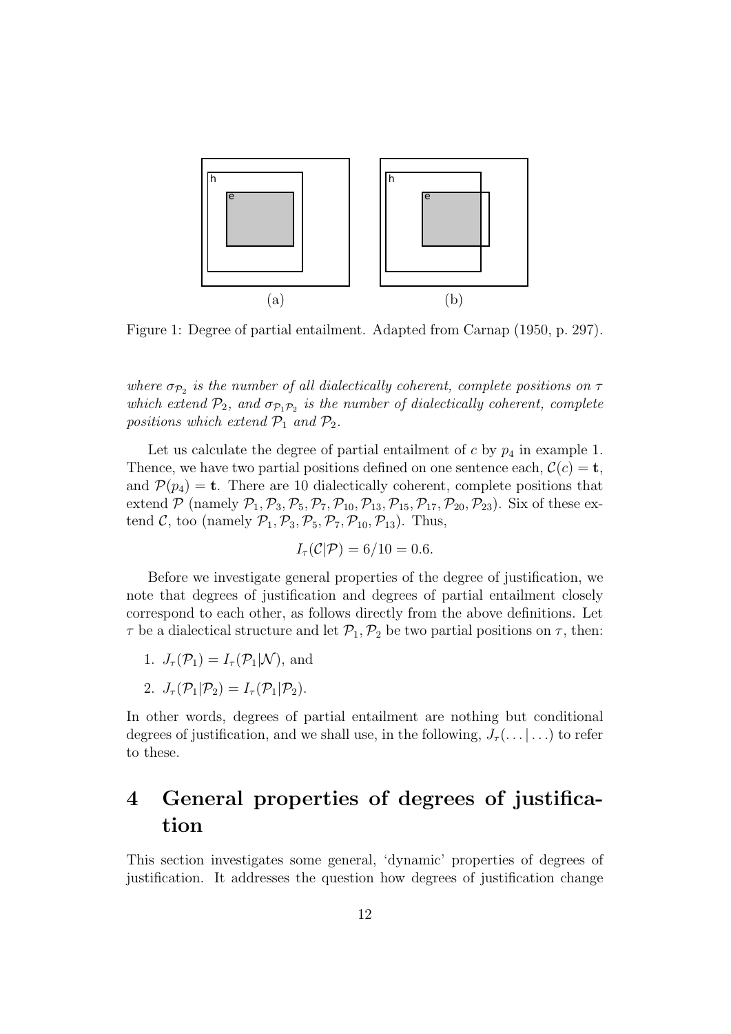Figure 1: Degree of partial entailment. Adapted from Carnap (1950, p. 297).

*where $\sigma_{\mathcal{P}_2}$ is the number of all dialectically coherent, complete positions on $\tau$ which extend $\mathcal{P}_2$, and $\sigma_{\mathcal{P}_1\mathcal{P}_2}$ is the number of dialectically coherent, complete positions which extend $\mathcal{P}_1$ and $\mathcal{P}_2$.*

Let us calculate the degree of partial entailment of $c$ by $p_4$ in example 1. Thence, we have two partial positions defined on one sentence each, $\mathcal{C}(c) = \mathbf{t}$, and $\mathcal{P}(p_4) = \mathbf{t}$. There are 10 dialectically coherent, complete positions that extend $\mathcal{P}$ (namely $\mathcal{P}_1, \mathcal{P}_3, \mathcal{P}_5, \mathcal{P}_7, \mathcal{P}_{10}, \mathcal{P}_{13}, \mathcal{P}_{15}, \mathcal{P}_{17}, \mathcal{P}_{20}, \mathcal{P}_{23}$). Six of these extend $\mathcal{C}$, too (namely $\mathcal{P}_1, \mathcal{P}_3, \mathcal{P}_5, \mathcal{P}_7, \mathcal{P}_{10}, \mathcal{P}_{13}$). Thus,

$$I_\tau(\mathcal{C}|\mathcal{P}) = 6/10 = 0.6.$$

Before we investigate general properties of the degree of justification, we note that degrees of justification and degrees of partial entailment closely correspond to each other, as follows directly from the above definitions. Let $\tau$ be a dialectical structure and let $\mathcal{P}_1, \mathcal{P}_2$ be two partial positions on $\tau$, then:

1. $J_\tau(\mathcal{P}_1) = I_\tau(\mathcal{P}_1|\mathcal{N})$, and
2. $J_\tau(\mathcal{P}_1|\mathcal{P}_2) = I_\tau(\mathcal{P}_1|\mathcal{P}_2)$.

In other words, degrees of partial entailment are nothing but conditional degrees of justification, and we shall use, in the following, $J_\tau(\ldots|\ldots)$ to refer to these.

# 4 General properties of degrees of justification

This section investigates some general, 'dynamic' properties of degrees of justification. It addresses the question how degrees of justification change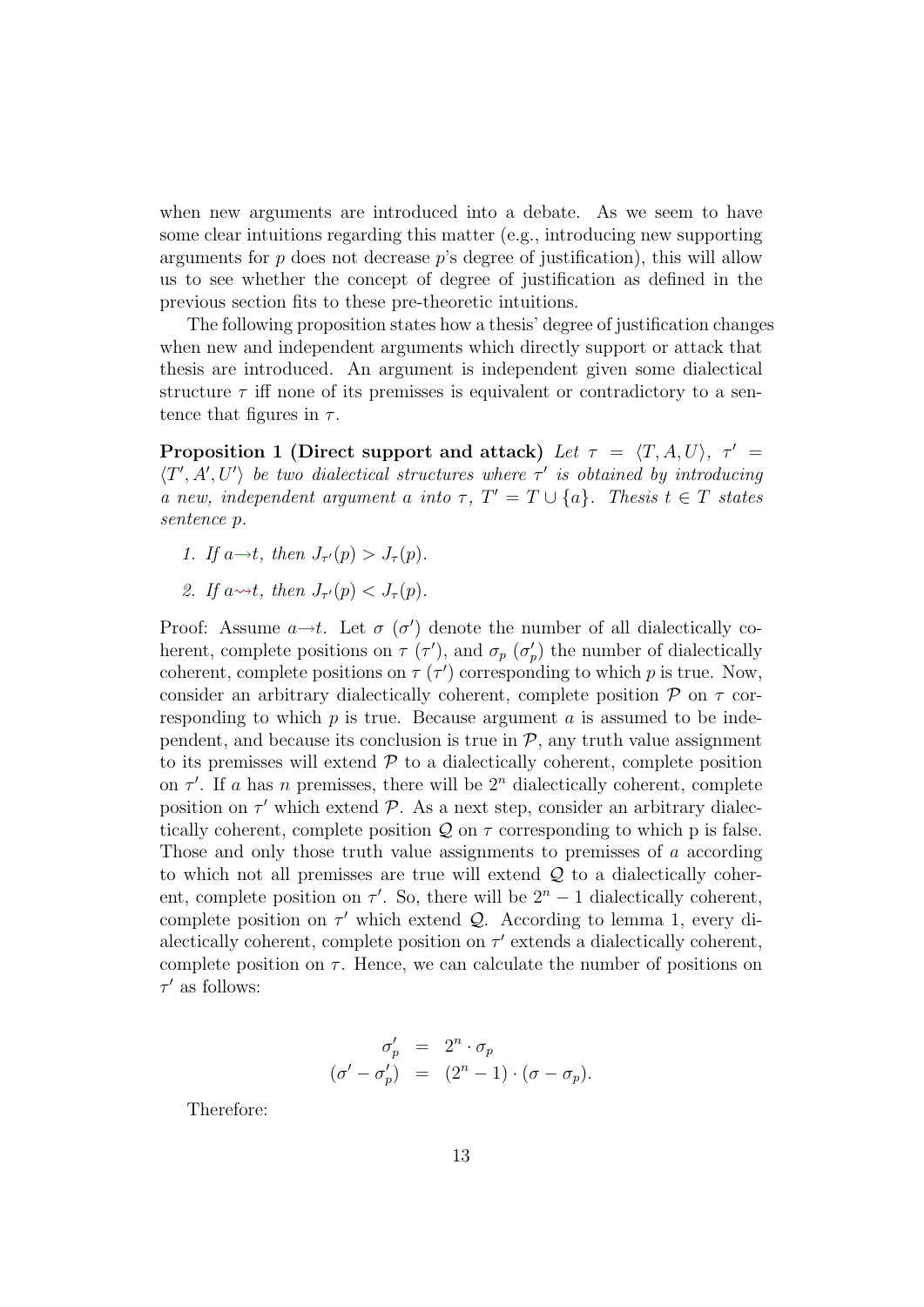when new arguments are introduced into a debate. As we seem to have some clear intuitions regarding this matter (e.g., introducing new supporting arguments for $p$ does not decrease $p$'s degree of justification), this will allow us to see whether the concept of degree of justification as defined in the previous section fits to these pre-theoretic intuitions.

The following proposition states how a thesis' degree of justification changes when new and independent arguments which directly support or attack that thesis are introduced. An argument is independent given some dialectical structure $\tau$ iff none of its premisses is equivalent or contradictory to a sentence that figures in $\tau$.

**Proposition 1 (Direct support and attack)** *Let $\tau = \langle T, A, U\rangle$, $\tau' = \langle T', A', U'\rangle$ be two dialectical structures where $\tau'$ is obtained by introducing a new, independent argument $a$ into $\tau$, $T' = T \cup \{a\}$. Thesis $t \in T$ states sentence $p$.*

1. *If $a \rightarrow t$, then $J_{\tau'}(p) > J_\tau(p)$.*
2. *If $a \rightsquigarrow t$, then $J_{\tau'}(p) < J_\tau(p)$.*

Proof: Assume $a \rightarrow t$. Let $\sigma$ ($\sigma'$) denote the number of all dialectically coherent, complete positions on $\tau$ ($\tau'$), and $\sigma_p$ ($\sigma'_p$) the number of dialectically coherent, complete positions on $\tau$ ($\tau'$) corresponding to which $p$ is true. Now, consider an arbitrary dialectically coherent, complete position $\mathcal{P}$ on $\tau$ corresponding to which $p$ is true. Because argument $a$ is assumed to be independent, and because its conclusion is true in $\mathcal{P}$, any truth value assignment to its premisses will extend $\mathcal{P}$ to a dialectically coherent, complete position on $\tau'$. If $a$ has $n$ premisses, there will be $2^n$ dialectically coherent, complete position on $\tau'$ which extend $\mathcal{P}$. As a next step, consider an arbitrary dialectically coherent, complete position $\mathcal{Q}$ on $\tau$ corresponding to which p is false. Those and only those truth value assignments to premisses of $a$ according to which not all premisses are true will extend $\mathcal{Q}$ to a dialectically coherent, complete position on $\tau'$. So, there will be $2^n - 1$ dialectically coherent, complete position on $\tau'$ which extend $\mathcal{Q}$. According to lemma 1, every dialectically coherent, complete position on $\tau'$ extends a dialectically coherent, complete position on $\tau$. Hence, we can calculate the number of positions on $\tau'$ as follows:

$$
\begin{aligned}
\sigma'_p &= 2^n \cdot \sigma_p \\
(\sigma' - \sigma'_p) &= (2^n - 1) \cdot (\sigma - \sigma_p).
\end{aligned}
$$

Therefore: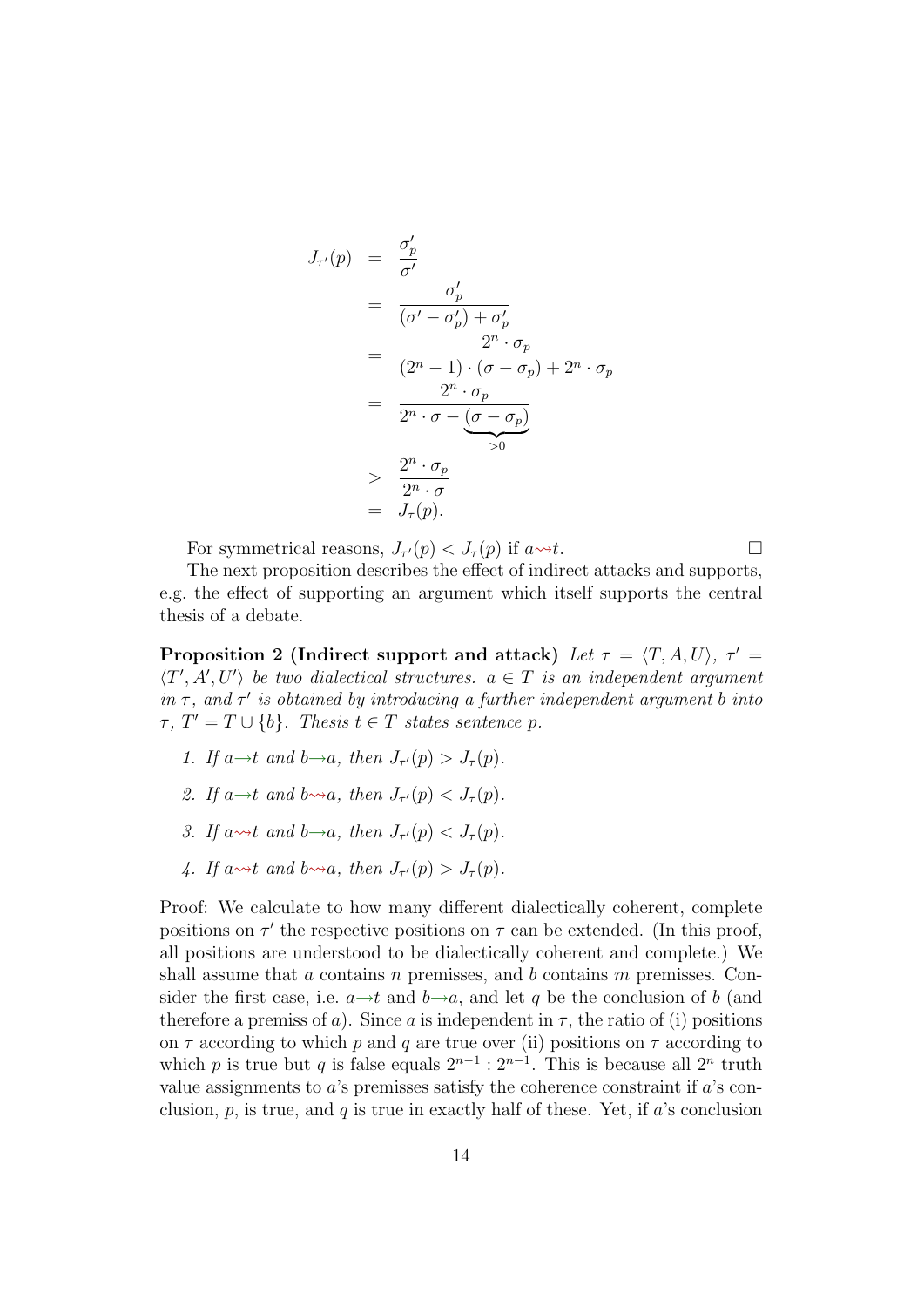$$
\begin{aligned}
J_{\tau'}(p) &= \frac{\sigma'_p}{\sigma'} \\
&= \frac{\sigma'_p}{(\sigma' - \sigma'_p) + \sigma'_p} \\
&= \frac{2^n \cdot \sigma_p}{(2^n - 1) \cdot (\sigma - \sigma_p) + 2^n \cdot \sigma_p} \\
&= \frac{2^n \cdot \sigma_p}{2^n \cdot \sigma - \underbrace{(\sigma - \sigma_p)}_{>0}} \\
&> \frac{2^n \cdot \sigma_p}{2^n \cdot \sigma} \\
&= J_\tau(p).
\end{aligned}
$$

For symmetrical reasons, $J_{\tau'}(p) < J_\tau(p)$ if $a \rightsquigarrow t$. □

The next proposition describes the effect of indirect attacks and supports, e.g. the effect of supporting an argument which itself supports the central thesis of a debate.

**Proposition 2 (Indirect support and attack)** *Let $\tau = \langle T, A, U \rangle$, $\tau' = \langle T', A', U' \rangle$ be two dialectical structures. $a \in T$ is an independent argument in $\tau$, and $\tau'$ is obtained by introducing a further independent argument $b$ into $\tau$, $T' = T \cup \{b\}$. Thesis $t \in T$ states sentence $p$.*

1. *If $a \rightarrow t$ and $b \rightarrow a$, then $J_{\tau'}(p) > J_\tau(p)$.*
2. *If $a \rightarrow t$ and $b \rightsquigarrow a$, then $J_{\tau'}(p) < J_\tau(p)$.*
3. *If $a \rightsquigarrow t$ and $b \rightarrow a$, then $J_{\tau'}(p) < J_\tau(p)$.*
4. *If $a \rightsquigarrow t$ and $b \rightsquigarrow a$, then $J_{\tau'}(p) > J_\tau(p)$.*

Proof: We calculate to how many different dialectically coherent, complete positions on $\tau'$ the respective positions on $\tau$ can be extended. (In this proof, all positions are understood to be dialectically coherent and complete.) We shall assume that $a$ contains $n$ premisses, and $b$ contains $m$ premisses. Consider the first case, i.e. $a \rightarrow t$ and $b \rightarrow a$, and let $q$ be the conclusion of $b$ (and therefore a premiss of $a$). Since $a$ is independent in $\tau$, the ratio of (i) positions on $\tau$ according to which $p$ and $q$ are true over (ii) positions on $\tau$ according to which $p$ is true but $q$ is false equals $2^{n-1} : 2^{n-1}$. This is because all $2^n$ truth value assignments to $a$'s premisses satisfy the coherence constraint if $a$'s conclusion, $p$, is true, and $q$ is true in exactly half of these. Yet, if $a$'s conclusion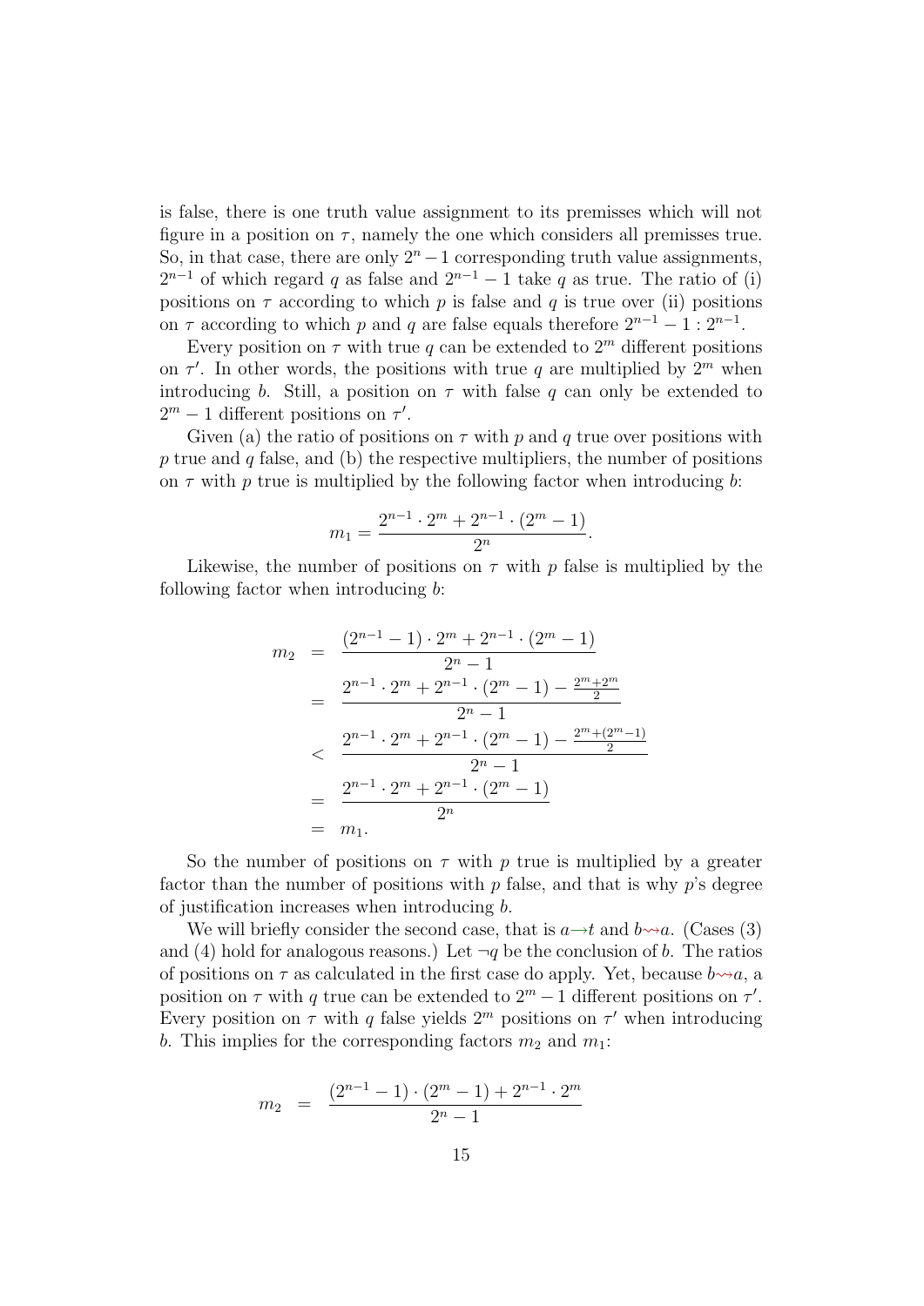is false, there is one truth value assignment to its premisses which will not figure in a position on $\tau$, namely the one which considers all premisses true. So, in that case, there are only $2^n - 1$ corresponding truth value assignments, $2^{n-1}$ of which regard $q$ as false and $2^{n-1} - 1$ take $q$ as true. The ratio of (i) positions on $\tau$ according to which $p$ is false and $q$ is true over (ii) positions on $\tau$ according to which $p$ and $q$ are false equals therefore $2^{n-1} - 1 : 2^{n-1}$.

Every position on $\tau$ with true $q$ can be extended to $2^m$ different positions on $\tau'$. In other words, the positions with true $q$ are multiplied by $2^m$ when introducing $b$. Still, a position on $\tau$ with false $q$ can only be extended to $2^m - 1$ different positions on $\tau'$.

Given (a) the ratio of positions on $\tau$ with $p$ and $q$ true over positions with $p$ true and $q$ false, and (b) the respective multipliers, the number of positions on $\tau$ with $p$ true is multiplied by the following factor when introducing $b$:

$$m_1 = \frac{2^{n-1} \cdot 2^m + 2^{n-1} \cdot (2^m - 1)}{2^n}.$$

Likewise, the number of positions on $\tau$ with $p$ false is multiplied by the following factor when introducing $b$:

$$\begin{aligned}
m_2 &= \frac{(2^{n-1} - 1) \cdot 2^m + 2^{n-1} \cdot (2^m - 1)}{2^n - 1} \\
&= \frac{2^{n-1} \cdot 2^m + 2^{n-1} \cdot (2^m - 1) - \frac{2^m + 2^m}{2}}{2^n - 1} \\
&< \frac{2^{n-1} \cdot 2^m + 2^{n-1} \cdot (2^m - 1) - \frac{2^m + (2^m - 1)}{2}}{2^n - 1} \\
&= \frac{2^{n-1} \cdot 2^m + 2^{n-1} \cdot (2^m - 1)}{2^n} \\
&= m_1.
\end{aligned}$$

So the number of positions on $\tau$ with $p$ true is multiplied by a greater factor than the number of positions with $p$ false, and that is why $p$'s degree of justification increases when introducing $b$.

We will briefly consider the second case, that is $a \rightarrow t$ and $b \rightsquigarrow a$. (Cases (3) and (4) hold for analogous reasons.) Let $\neg q$ be the conclusion of $b$. The ratios of positions on $\tau$ as calculated in the first case do apply. Yet, because $b \rightsquigarrow a$, a position on $\tau$ with $q$ true can be extended to $2^m - 1$ different positions on $\tau'$. Every position on $\tau$ with $q$ false yields $2^m$ positions on $\tau'$ when introducing $b$. This implies for the corresponding factors $m_2$ and $m_1$:

$$m_2 = \frac{(2^{n-1} - 1) \cdot (2^m - 1) + 2^{n-1} \cdot 2^m}{2^n - 1}$$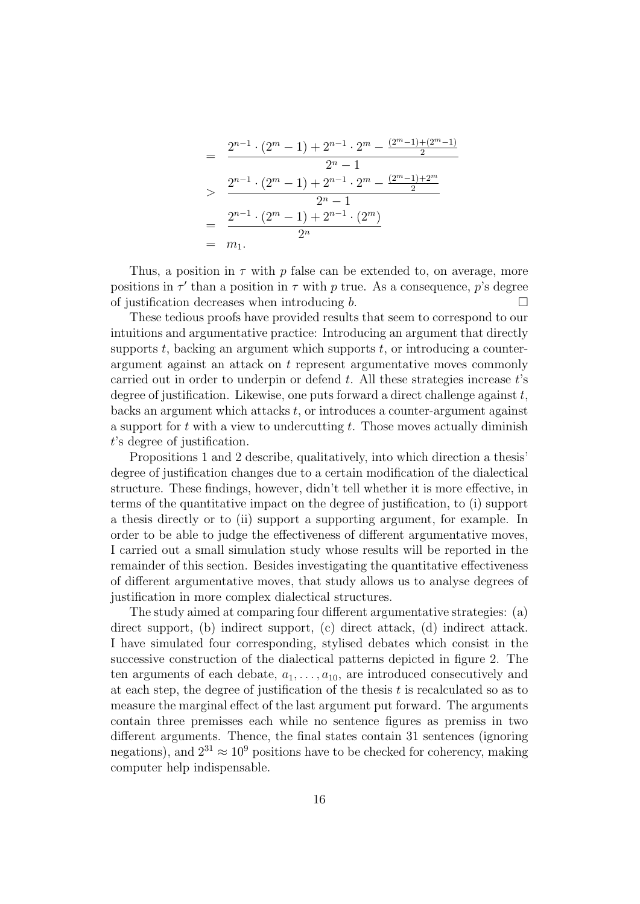$$
\begin{aligned}
&= \frac{2^{n-1} \cdot (2^m - 1) + 2^{n-1} \cdot 2^m - \frac{(2^m-1)+(2^m-1)}{2}}{2^n - 1} \\
&> \frac{2^{n-1} \cdot (2^m - 1) + 2^{n-1} \cdot 2^m - \frac{(2^m-1)+2^m}{2}}{2^n - 1} \\
&= \frac{2^{n-1} \cdot (2^m - 1) + 2^{n-1} \cdot (2^m)}{2^n} \\
&= m_1.
\end{aligned}
$$

Thus, a position in $\tau$ with $p$ false can be extended to, on average, more positions in $\tau'$ than a position in $\tau$ with $p$ true. As a consequence, $p$'s degree of justification decreases when introducing $b$. □

These tedious proofs have provided results that seem to correspond to our intuitions and argumentative practice: Introducing an argument that directly supports $t$, backing an argument which supports $t$, or introducing a counter-argument against an attack on $t$ represent argumentative moves commonly carried out in order to underpin or defend $t$. All these strategies increase $t$'s degree of justification. Likewise, one puts forward a direct challenge against $t$, backs an argument which attacks $t$, or introduces a counter-argument against a support for $t$ with a view to undercutting $t$. Those moves actually diminish $t$'s degree of justification.

Propositions 1 and 2 describe, qualitatively, into which direction a thesis' degree of justification changes due to a certain modification of the dialectical structure. These findings, however, didn't tell whether it is more effective, in terms of the quantitative impact on the degree of justification, to (i) support a thesis directly or to (ii) support a supporting argument, for example. In order to be able to judge the effectiveness of different argumentative moves, I carried out a small simulation study whose results will be reported in the remainder of this section. Besides investigating the quantitative effectiveness of different argumentative moves, that study allows us to analyse degrees of justification in more complex dialectical structures.

The study aimed at comparing four different argumentative strategies: (a) direct support, (b) indirect support, (c) direct attack, (d) indirect attack. I have simulated four corresponding, stylised debates which consist in the successive construction of the dialectical patterns depicted in figure 2. The ten arguments of each debate, $a_1, \ldots, a_{10}$, are introduced consecutively and at each step, the degree of justification of the thesis $t$ is recalculated so as to measure the marginal effect of the last argument put forward. The arguments contain three premisses each while no sentence figures as premiss in two different arguments. Thence, the final states contain 31 sentences (ignoring negations), and $2^{31} \approx 10^9$ positions have to be checked for coherency, making computer help indispensable.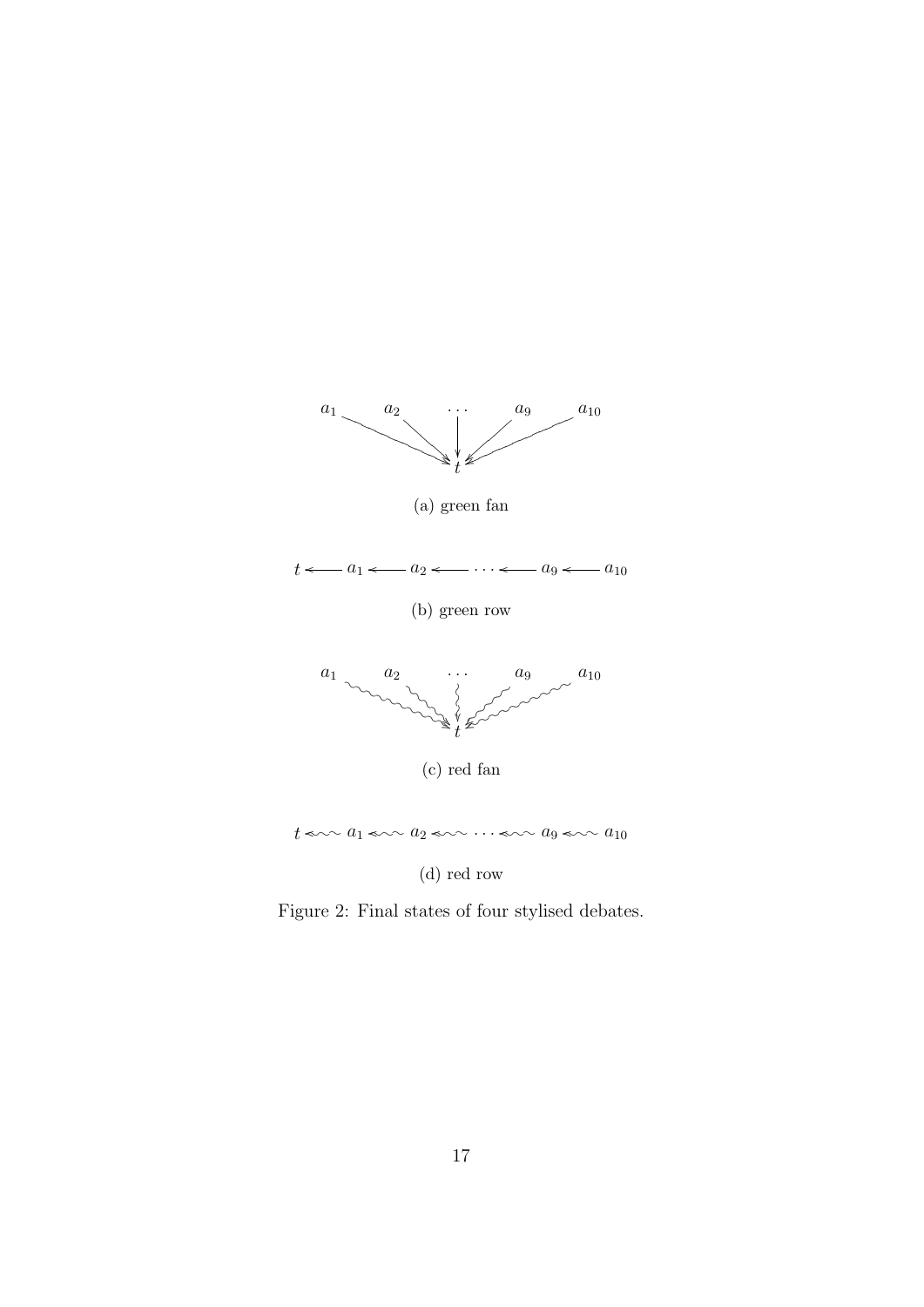$a_1$ $a_2$ $\cdots$ $a_9$ $a_{10}$

$t$

(a) green fan

$t \longleftarrow a_1 \longleftarrow a_2 \longleftarrow \cdots \longleftarrow a_9 \longleftarrow a_{10}$

(b) green row

$a_1$ $a_2$ $\cdots$ $a_9$ $a_{10}$

$t$

(c) red fan

$t \leftsquigarrow a_1 \leftsquigarrow a_2 \leftsquigarrow \cdots \leftsquigarrow a_9 \leftsquigarrow a_{10}$

(d) red row

Figure 2: Final states of four stylised debates.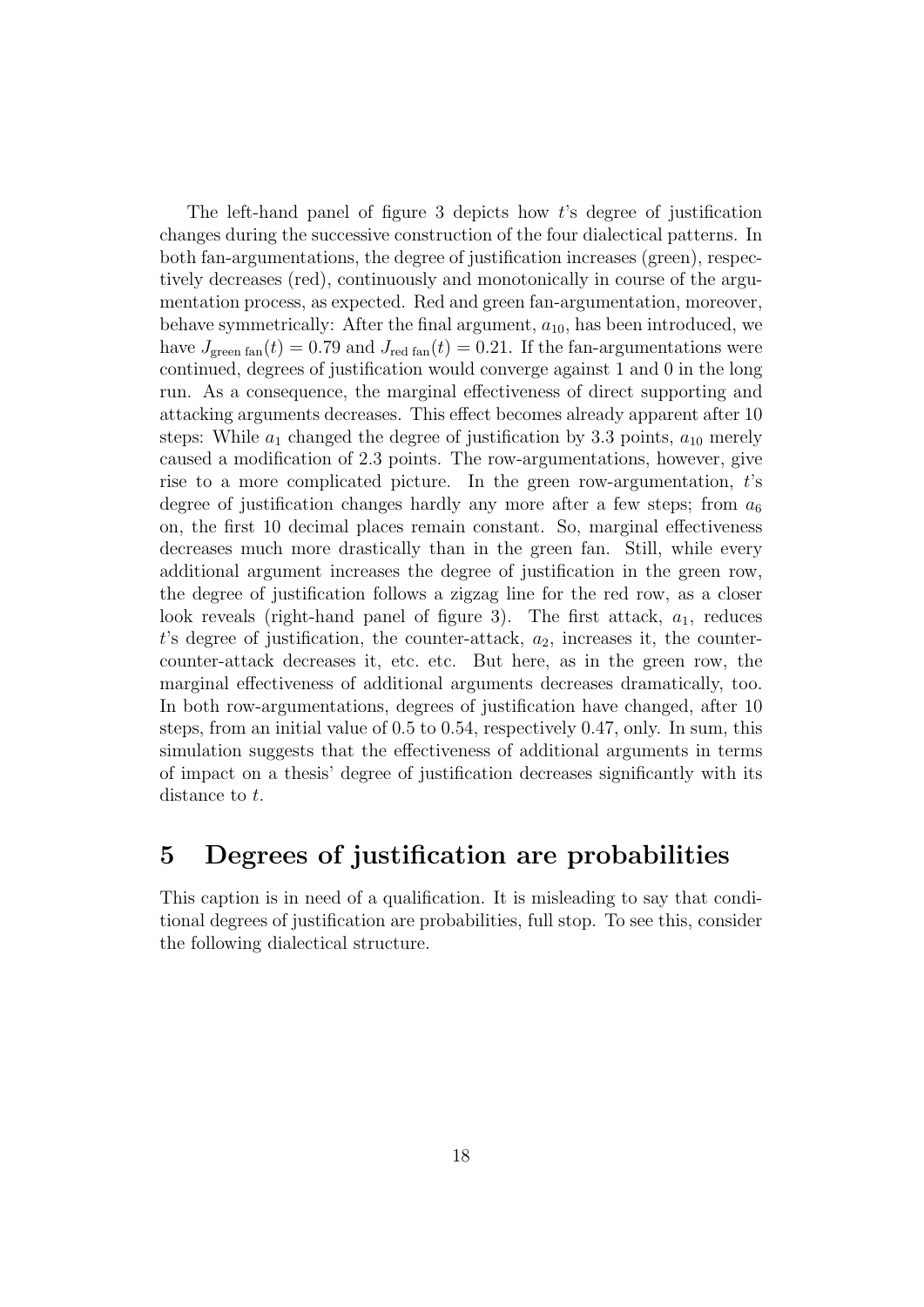The left-hand panel of figure 3 depicts how $t$'s degree of justification changes during the successive construction of the four dialectical patterns. In both fan-argumentations, the degree of justification increases (green), respectively decreases (red), continuously and monotonically in course of the argumentation process, as expected. Red and green fan-argumentation, moreover, behave symmetrically: After the final argument, $a_{10}$, has been introduced, we have $J_{\text{green fan}}(t) = 0.79$ and $J_{\text{red fan}}(t) = 0.21$. If the fan-argumentations were continued, degrees of justification would converge against 1 and 0 in the long run. As a consequence, the marginal effectiveness of direct supporting and attacking arguments decreases. This effect becomes already apparent after 10 steps: While $a_1$ changed the degree of justification by 3.3 points, $a_{10}$ merely caused a modification of 2.3 points. The row-argumentations, however, give rise to a more complicated picture. In the green row-argumentation, $t$'s degree of justification changes hardly any more after a few steps; from $a_6$ on, the first 10 decimal places remain constant. So, marginal effectiveness decreases much more drastically than in the green fan. Still, while every additional argument increases the degree of justification in the green row, the degree of justification follows a zigzag line for the red row, as a closer look reveals (right-hand panel of figure 3). The first attack, $a_1$, reduces $t$'s degree of justification, the counter-attack, $a_2$, increases it, the counter-counter-attack decreases it, etc. etc. But here, as in the green row, the marginal effectiveness of additional arguments decreases dramatically, too. In both row-argumentations, degrees of justification have changed, after 10 steps, from an initial value of 0.5 to 0.54, respectively 0.47, only. In sum, this simulation suggests that the effectiveness of additional arguments in terms of impact on a thesis' degree of justification decreases significantly with its distance to $t$.

## 5 Degrees of justification are probabilities

This caption is in need of a qualification. It is misleading to say that conditional degrees of justification are probabilities, full stop. To see this, consider the following dialectical structure.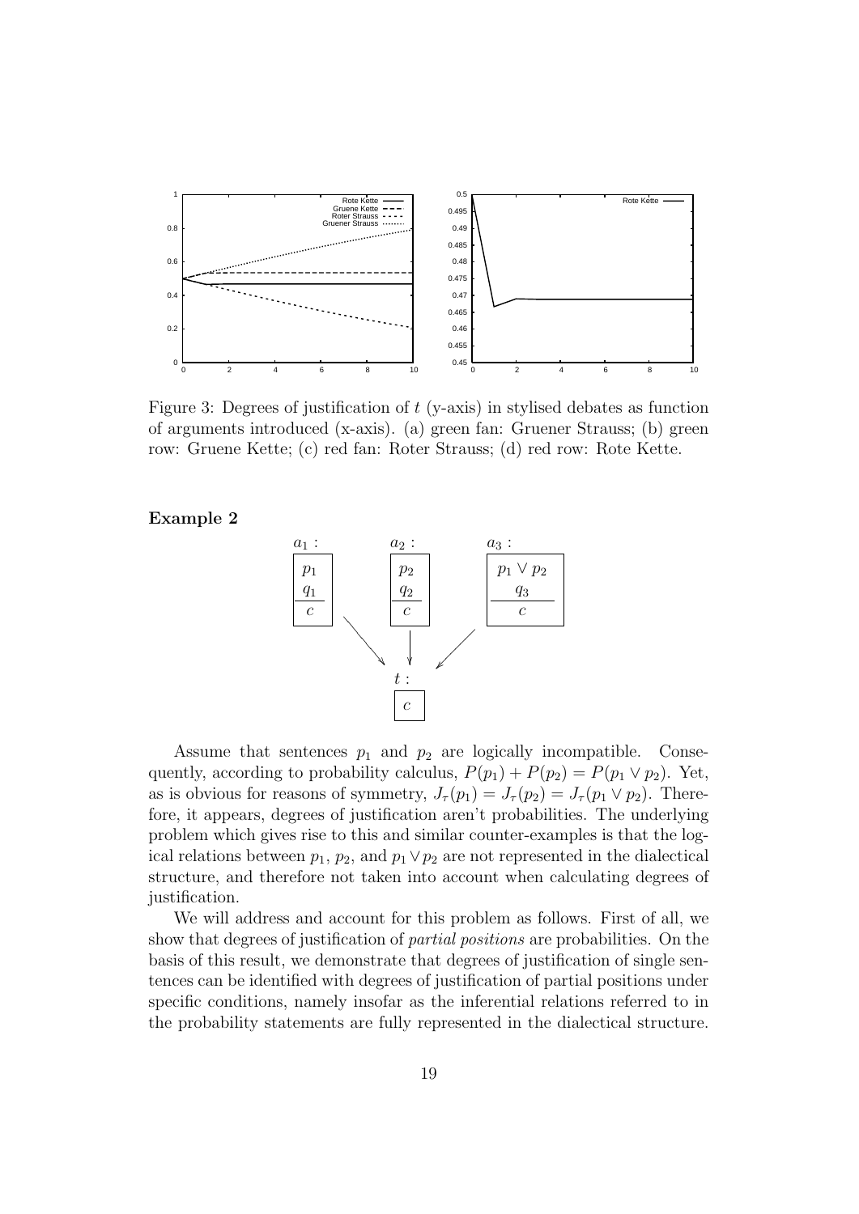Figure 3: Degrees of justification of $t$ (y-axis) in stylised debates as function of arguments introduced (x-axis). (a) green fan: Gruener Strauss; (b) green row: Gruene Kette; (c) red fan: Roter Strauss; (d) red row: Rote Kette.

**Example 2**

$a_1$: $p_1$, $q_1$ / $c$

$a_2$: $p_2$, $q_2$ / $c$

$a_3$: $p_1 \vee p_2$, $q_3$ / $c$

$t$: $c$

Assume that sentences $p_1$ and $p_2$ are logically incompatible. Consequently, according to probability calculus, $P(p_1) + P(p_2) = P(p_1 \vee p_2)$. Yet, as is obvious for reasons of symmetry, $J_\tau(p_1) = J_\tau(p_2) = J_\tau(p_1 \vee p_2)$. Therefore, it appears, degrees of justification aren't probabilities. The underlying problem which gives rise to this and similar counter-examples is that the logical relations between $p_1$, $p_2$, and $p_1 \vee p_2$ are not represented in the dialectical structure, and therefore not taken into account when calculating degrees of justification.

We will address and account for this problem as follows. First of all, we show that degrees of justification of *partial positions* are probabilities. On the basis of this result, we demonstrate that degrees of justification of single sentences can be identified with degrees of justification of partial positions under specific conditions, namely insofar as the inferential relations referred to in the probability statements are fully represented in the dialectical structure.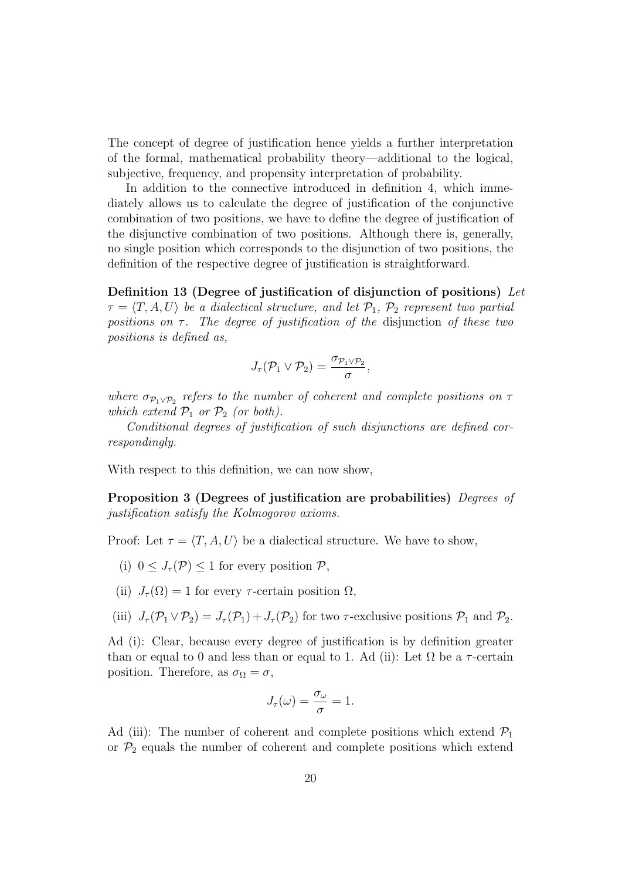The concept of degree of justification hence yields a further interpretation of the formal, mathematical probability theory—additional to the logical, subjective, frequency, and propensity interpretation of probability.

In addition to the connective introduced in definition 4, which immediately allows us to calculate the degree of justification of the conjunctive combination of two positions, we have to define the degree of justification of the disjunctive combination of two positions. Although there is, generally, no single position which corresponds to the disjunction of two positions, the definition of the respective degree of justification is straightforward.

**Definition 13 (Degree of justification of disjunction of positions)** *Let $\tau = \langle T, A, U \rangle$ be a dialectical structure, and let $\mathcal{P}_1$, $\mathcal{P}_2$ represent two partial positions on $\tau$. The degree of justification of the* disjunction *of these two positions is defined as,*

$$J_\tau(\mathcal{P}_1 \vee \mathcal{P}_2) = \frac{\sigma_{\mathcal{P}_1 \vee \mathcal{P}_2}}{\sigma},$$

*where $\sigma_{\mathcal{P}_1 \vee \mathcal{P}_2}$ refers to the number of coherent and complete positions on $\tau$ which extend $\mathcal{P}_1$ or $\mathcal{P}_2$ (or both).*

*Conditional degrees of justification of such disjunctions are defined correspondingly.*

With respect to this definition, we can now show,

**Proposition 3 (Degrees of justification are probabilities)** *Degrees of justification satisfy the Kolmogorov axioms.*

Proof: Let $\tau = \langle T, A, U \rangle$ be a dialectical structure. We have to show,

(i) $0 \leq J_\tau(\mathcal{P}) \leq 1$ for every position $\mathcal{P}$,

(ii) $J_\tau(\Omega) = 1$ for every $\tau$-certain position $\Omega$,

(iii) $J_\tau(\mathcal{P}_1 \vee \mathcal{P}_2) = J_\tau(\mathcal{P}_1) + J_\tau(\mathcal{P}_2)$ for two $\tau$-exclusive positions $\mathcal{P}_1$ and $\mathcal{P}_2$.

Ad (i): Clear, because every degree of justification is by definition greater than or equal to 0 and less than or equal to 1. Ad (ii): Let $\Omega$ be a $\tau$-certain position. Therefore, as $\sigma_\Omega = \sigma$,

$$J_\tau(\omega) = \frac{\sigma_\omega}{\sigma} = 1.$$

Ad (iii): The number of coherent and complete positions which extend $\mathcal{P}_1$ or $\mathcal{P}_2$ equals the number of coherent and complete positions which extend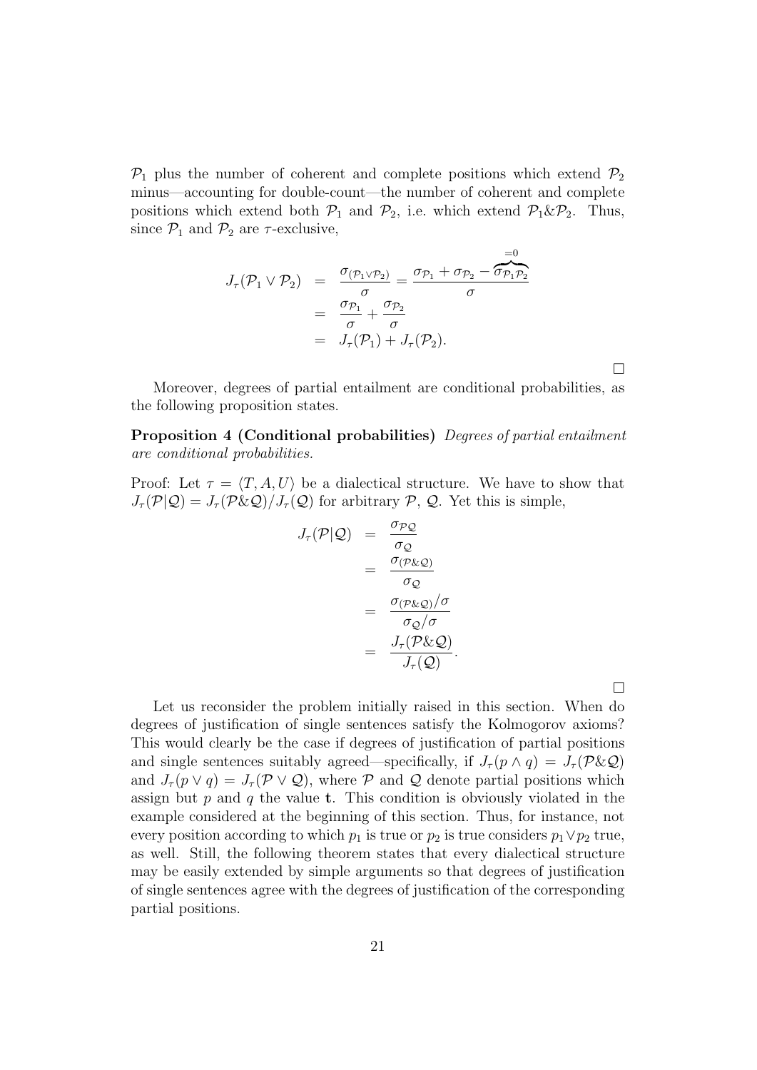$\mathcal{P}_1$ plus the number of coherent and complete positions which extend $\mathcal{P}_2$ minus—accounting for double-count—the number of coherent and complete positions which extend both $\mathcal{P}_1$ and $\mathcal{P}_2$, i.e. which extend $\mathcal{P}_1\&\mathcal{P}_2$. Thus, since $\mathcal{P}_1$ and $\mathcal{P}_2$ are $\tau$-exclusive,

$$
\begin{aligned}
J_\tau(\mathcal{P}_1 \vee \mathcal{P}_2) &= \frac{\sigma_{(\mathcal{P}_1 \vee \mathcal{P}_2)}}{\sigma} = \frac{\sigma_{\mathcal{P}_1} + \sigma_{\mathcal{P}_2} - \overbrace{\sigma_{\mathcal{P}_1\mathcal{P}_2}}^{=0}}{\sigma} \\
&= \frac{\sigma_{\mathcal{P}_1}}{\sigma} + \frac{\sigma_{\mathcal{P}_2}}{\sigma} \\
&= J_\tau(\mathcal{P}_1) + J_\tau(\mathcal{P}_2).
\end{aligned}
$$

□

Moreover, degrees of partial entailment are conditional probabilities, as the following proposition states.

**Proposition 4 (Conditional probabilities)** *Degrees of partial entailment are conditional probabilities.*

Proof: Let $\tau = \langle T, A, U\rangle$ be a dialectical structure. We have to show that $J_\tau(\mathcal{P}|\mathcal{Q}) = J_\tau(\mathcal{P}\&\mathcal{Q})/J_\tau(\mathcal{Q})$ for arbitrary $\mathcal{P}$, $\mathcal{Q}$. Yet this is simple,

$$
\begin{aligned}
J_\tau(\mathcal{P}|\mathcal{Q}) &= \frac{\sigma_{\mathcal{P}\mathcal{Q}}}{\sigma_{\mathcal{Q}}} \\
&= \frac{\sigma_{(\mathcal{P}\&\mathcal{Q})}}{\sigma_{\mathcal{Q}}} \\
&= \frac{\sigma_{(\mathcal{P}\&\mathcal{Q})}/\sigma}{\sigma_{\mathcal{Q}}/\sigma} \\
&= \frac{J_\tau(\mathcal{P}\&\mathcal{Q})}{J_\tau(\mathcal{Q})}.
\end{aligned}
$$

□

Let us reconsider the problem initially raised in this section. When do degrees of justification of single sentences satisfy the Kolmogorov axioms? This would clearly be the case if degrees of justification of partial positions and single sentences suitably agreed—specifically, if $J_\tau(p \wedge q) = J_\tau(\mathcal{P}\&\mathcal{Q})$ and $J_\tau(p \vee q) = J_\tau(\mathcal{P} \vee \mathcal{Q})$, where $\mathcal{P}$ and $\mathcal{Q}$ denote partial positions which assign but $p$ and $q$ the value $\mathbf{t}$. This condition is obviously violated in the example considered at the beginning of this section. Thus, for instance, not every position according to which $p_1$ is true or $p_2$ is true considers $p_1 \vee p_2$ true, as well. Still, the following theorem states that every dialectical structure may be easily extended by simple arguments so that degrees of justification of single sentences agree with the degrees of justification of the corresponding partial positions.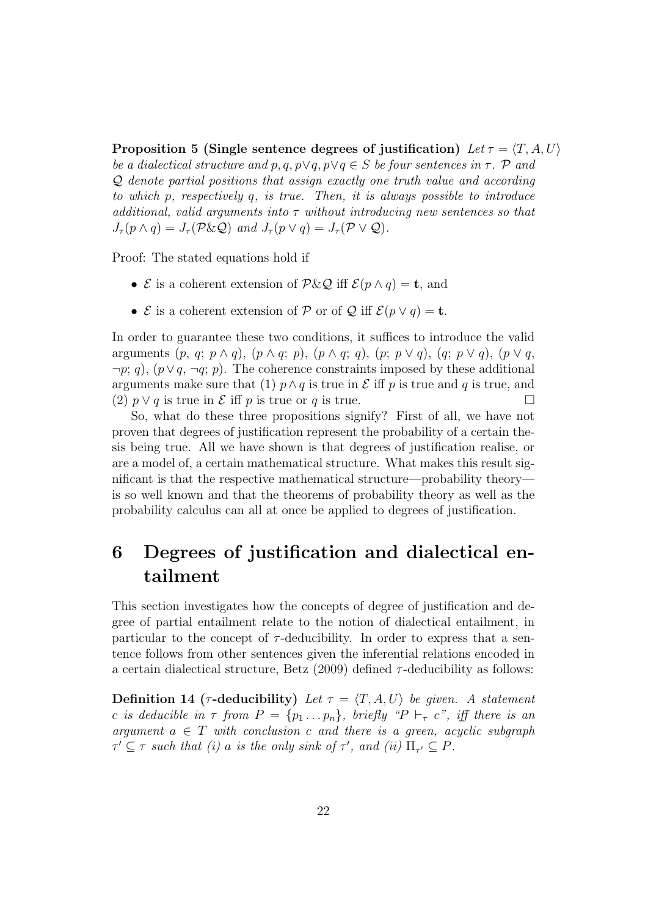**Proposition 5 (Single sentence degrees of justification)** *Let $\tau = \langle T, A, U \rangle$ be a dialectical structure and $p, q, p \vee q, p \vee q \in S$ be four sentences in $\tau$. $\mathcal{P}$ and $\mathcal{Q}$ denote partial positions that assign exactly one truth value and according to which $p$, respectively $q$, is true. Then, it is always possible to introduce additional, valid arguments into $\tau$ without introducing new sentences so that $J_\tau(p \wedge q) = J_\tau(\mathcal{P} \& \mathcal{Q})$ and $J_\tau(p \vee q) = J_\tau(\mathcal{P} \vee \mathcal{Q})$.*

Proof: The stated equations hold if

- $\mathcal{E}$ is a coherent extension of $\mathcal{P}\&\mathcal{Q}$ iff $\mathcal{E}(p \wedge q) = \mathbf{t}$, and
- $\mathcal{E}$ is a coherent extension of $\mathcal{P}$ or of $\mathcal{Q}$ iff $\mathcal{E}(p \vee q) = \mathbf{t}$.

In order to guarantee these two conditions, it suffices to introduce the valid arguments $(p,\ q;\ p \wedge q)$, $(p \wedge q;\ p)$, $(p \wedge q;\ q)$, $(p;\ p \vee q)$, $(q;\ p \vee q)$, $(p \vee q,\ \neg p;\ q)$, $(p \vee q,\ \neg q;\ p)$. The coherence constraints imposed by these additional arguments make sure that (1) $p \wedge q$ is true in $\mathcal{E}$ iff $p$ is true and $q$ is true, and (2) $p \vee q$ is true in $\mathcal{E}$ iff $p$ is true or $q$ is true. □

So, what do these three propositions signify? First of all, we have not proven that degrees of justification represent the probability of a certain thesis being true. All we have shown is that degrees of justification realise, or are a model of, a certain mathematical structure. What makes this result significant is that the respective mathematical structure—probability theory—is so well known and that the theorems of probability theory as well as the probability calculus can all at once be applied to degrees of justification.

# 6 Degrees of justification and dialectical entailment

This section investigates how the concepts of degree of justification and degree of partial entailment relate to the notion of dialectical entailment, in particular to the concept of $\tau$-deducibility. In order to express that a sentence follows from other sentences given the inferential relations encoded in a certain dialectical structure, Betz (2009) defined $\tau$-deducibility as follows:

**Definition 14 ($\tau$-deducibility)** *Let $\tau = \langle T, A, U \rangle$ be given. A statement $c$ is deducible in $\tau$ from $P = \{p_1 \dots p_n\}$, briefly "$P \vdash_\tau c$", iff there is an argument $a \in T$ with conclusion $c$ and there is a green, acyclic subgraph $\tau' \subseteq \tau$ such that (i) $a$ is the only sink of $\tau'$, and (ii) $\Pi_{\tau'} \subseteq P$.*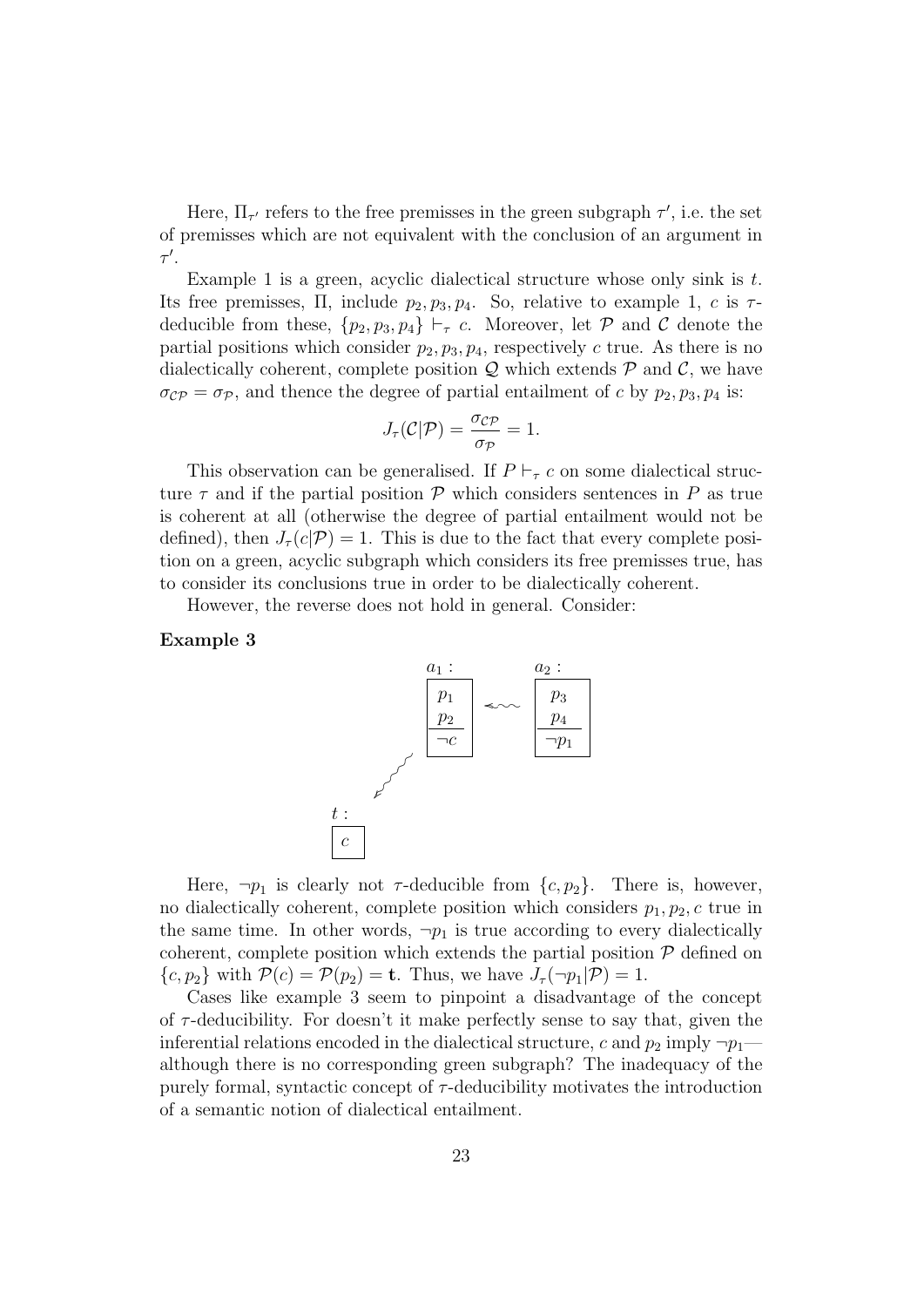Here, $\Pi_{\tau'}$ refers to the free premisses in the green subgraph $\tau'$, i.e. the set of premisses which are not equivalent with the conclusion of an argument in $\tau'$.

Example 1 is a green, acyclic dialectical structure whose only sink is $t$. Its free premisses, $\Pi$, include $p_2, p_3, p_4$. So, relative to example 1, $c$ is $\tau$-deducible from these, $\{p_2, p_3, p_4\} \vdash_\tau c$. Moreover, let $\mathcal{P}$ and $\mathcal{C}$ denote the partial positions which consider $p_2, p_3, p_4$, respectively $c$ true. As there is no dialectically coherent, complete position $\mathcal{Q}$ which extends $\mathcal{P}$ and $\mathcal{C}$, we have $\sigma_{\mathcal{CP}} = \sigma_{\mathcal{P}}$, and thence the degree of partial entailment of $c$ by $p_2, p_3, p_4$ is:

$$J_\tau(\mathcal{C}|\mathcal{P}) = \frac{\sigma_{\mathcal{CP}}}{\sigma_{\mathcal{P}}} = 1.$$

This observation can be generalised. If $P \vdash_\tau c$ on some dialectical structure $\tau$ and if the partial position $\mathcal{P}$ which considers sentences in $P$ as true is coherent at all (otherwise the degree of partial entailment would not be defined), then $J_\tau(c|\mathcal{P}) = 1$. This is due to the fact that every complete position on a green, acyclic subgraph which considers its free premisses true, has to consider its conclusions true in order to be dialectically coherent.

However, the reverse does not hold in general. Consider:

**Example 3**

$a_1$: $p_1$, $p_2$ / $\neg c$ — $a_2$: $p_3$, $p_4$ / $\neg p_1$ — $a_2$ attacks $a_1$; $a_1$ attacks $t$: $c$

Here, $\neg p_1$ is clearly not $\tau$-deducible from $\{c, p_2\}$. There is, however, no dialectically coherent, complete position which considers $p_1, p_2, c$ true in the same time. In other words, $\neg p_1$ is true according to every dialectically coherent, complete position which extends the partial position $\mathcal{P}$ defined on $\{c, p_2\}$ with $\mathcal{P}(c) = \mathcal{P}(p_2) = \mathbf{t}$. Thus, we have $J_\tau(\neg p_1|\mathcal{P}) = 1$.

Cases like example 3 seem to pinpoint a disadvantage of the concept of $\tau$-deducibility. For doesn't it make perfectly sense to say that, given the inferential relations encoded in the dialectical structure, $c$ and $p_2$ imply $\neg p_1$—although there is no corresponding green subgraph? The inadequacy of the purely formal, syntactic concept of $\tau$-deducibility motivates the introduction of a semantic notion of dialectical entailment.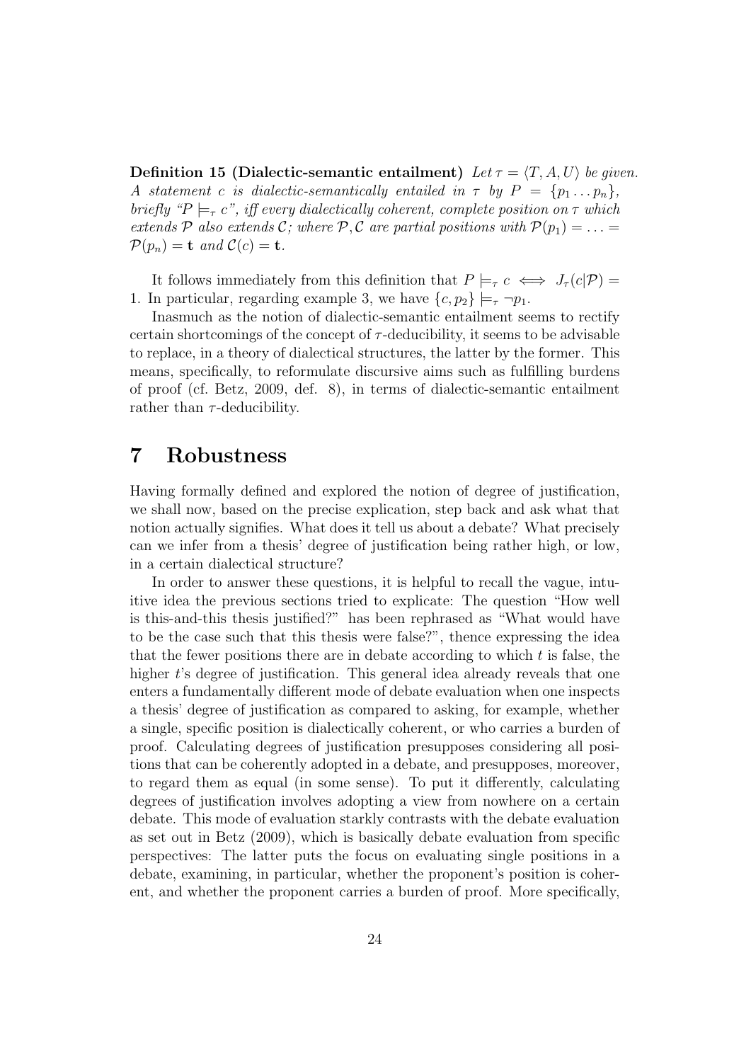**Definition 15 (Dialectic-semantic entailment)** *Let $\tau = \langle T, A, U\rangle$ be given. A statement $c$ is dialectic-semantically entailed in $\tau$ by $P = \{p_1 \dots p_n\}$, briefly "$P \models_\tau c$", iff every dialectically coherent, complete position on $\tau$ which extends $\mathcal{P}$ also extends $\mathcal{C}$; where $\mathcal{P}, \mathcal{C}$ are partial positions with $\mathcal{P}(p_1) = \ldots = \mathcal{P}(p_n) = \mathbf{t}$ and $\mathcal{C}(c) = \mathbf{t}$.*

It follows immediately from this definition that $P \models_\tau c \iff J_\tau(c|\mathcal{P}) = 1$. In particular, regarding example 3, we have $\{c, p_2\} \models_\tau \neg p_1$.

Inasmuch as the notion of dialectic-semantic entailment seems to rectify certain shortcomings of the concept of $\tau$-deducibility, it seems to be advisable to replace, in a theory of dialectical structures, the latter by the former. This means, specifically, to reformulate discursive aims such as fulfilling burdens of proof (cf. Betz, 2009, def. 8), in terms of dialectic-semantic entailment rather than $\tau$-deducibility.

# 7 Robustness

Having formally defined and explored the notion of degree of justification, we shall now, based on the precise explication, step back and ask what that notion actually signifies. What does it tell us about a debate? What precisely can we infer from a thesis' degree of justification being rather high, or low, in a certain dialectical structure?

In order to answer these questions, it is helpful to recall the vague, intuitive idea the previous sections tried to explicate: The question "How well is this-and-this thesis justified?" has been rephrased as "What would have to be the case such that this thesis were false?", thence expressing the idea that the fewer positions there are in debate according to which $t$ is false, the higher $t$'s degree of justification. This general idea already reveals that one enters a fundamentally different mode of debate evaluation when one inspects a thesis' degree of justification as compared to asking, for example, whether a single, specific position is dialectically coherent, or who carries a burden of proof. Calculating degrees of justification presupposes considering all positions that can be coherently adopted in a debate, and presupposes, moreover, to regard them as equal (in some sense). To put it differently, calculating degrees of justification involves adopting a view from nowhere on a certain debate. This mode of evaluation starkly contrasts with the debate evaluation as set out in Betz (2009), which is basically debate evaluation from specific perspectives: The latter puts the focus on evaluating single positions in a debate, examining, in particular, whether the proponent's position is coherent, and whether the proponent carries a burden of proof. More specifically,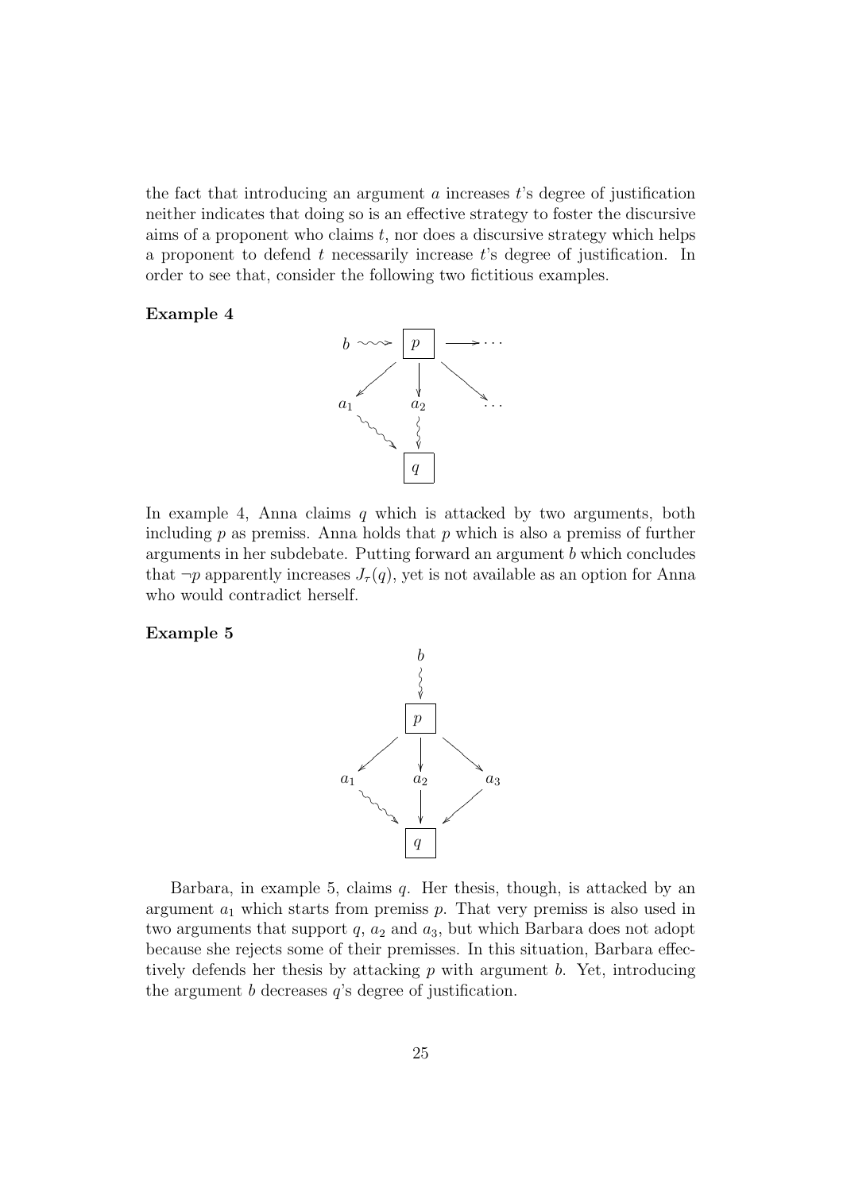the fact that introducing an argument $a$ increases $t$'s degree of justification neither indicates that doing so is an effective strategy to foster the discursive aims of a proponent who claims $t$, nor does a discursive strategy which helps a proponent to defend $t$ necessarily increase $t$'s degree of justification. In order to see that, consider the following two fictitious examples.

**Example 4**

In example 4, Anna claims $q$ which is attacked by two arguments, both including $p$ as premiss. Anna holds that $p$ which is also a premiss of further arguments in her subdebate. Putting forward an argument $b$ which concludes that $\neg p$ apparently increases $J_\tau(q)$, yet is not available as an option for Anna who would contradict herself.

**Example 5**

Barbara, in example 5, claims $q$. Her thesis, though, is attacked by an argument $a_1$ which starts from premiss $p$. That very premiss is also used in two arguments that support $q$, $a_2$ and $a_3$, but which Barbara does not adopt because she rejects some of their premisses. In this situation, Barbara effectively defends her thesis by attacking $p$ with argument $b$. Yet, introducing the argument $b$ decreases $q$'s degree of justification.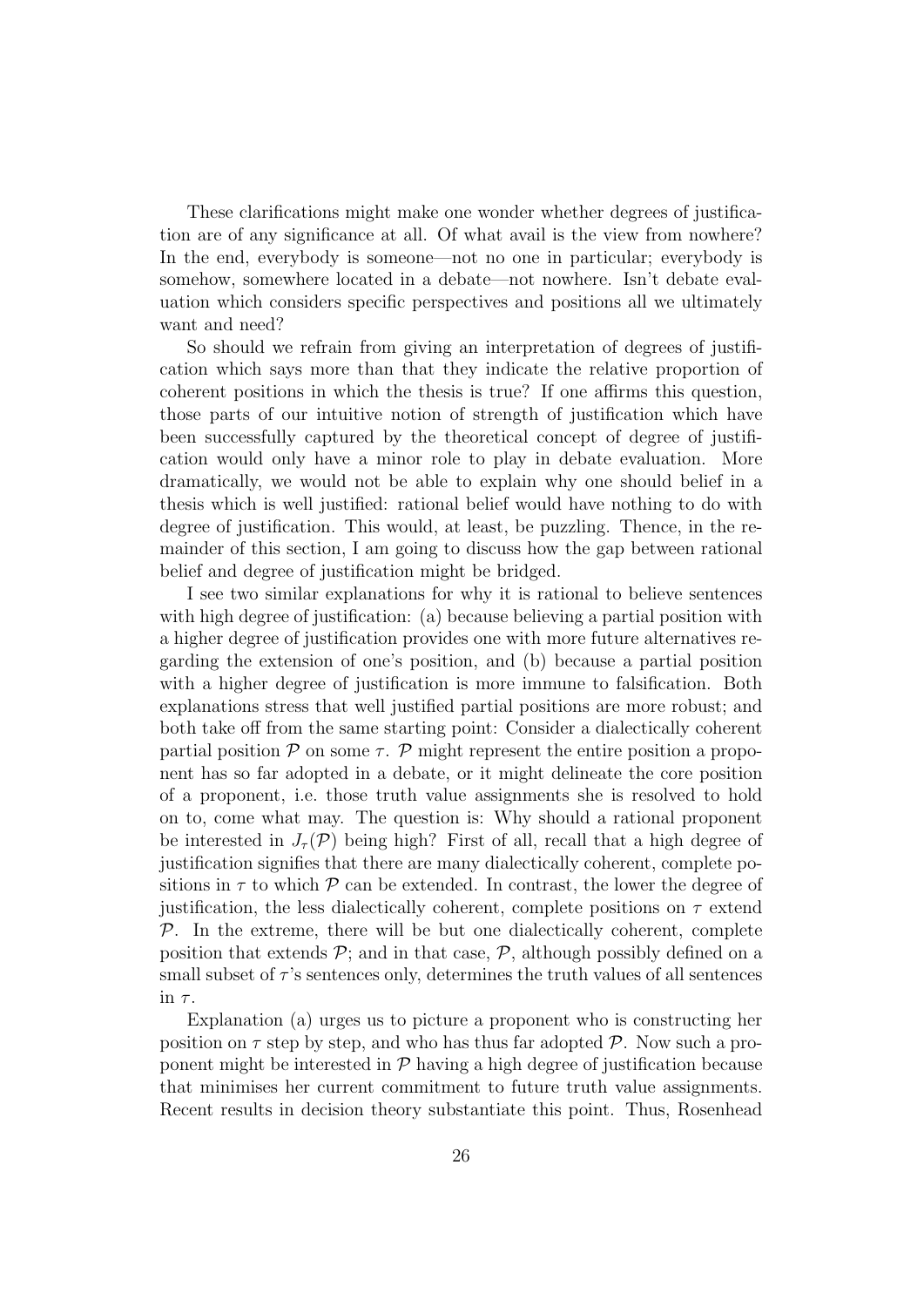These clarifications might make one wonder whether degrees of justification are of any significance at all. Of what avail is the view from nowhere? In the end, everybody is someone—not no one in particular; everybody is somehow, somewhere located in a debate—not nowhere. Isn't debate evaluation which considers specific perspectives and positions all we ultimately want and need?

So should we refrain from giving an interpretation of degrees of justification which says more than that they indicate the relative proportion of coherent positions in which the thesis is true? If one affirms this question, those parts of our intuitive notion of strength of justification which have been successfully captured by the theoretical concept of degree of justification would only have a minor role to play in debate evaluation. More dramatically, we would not be able to explain why one should belief in a thesis which is well justified: rational belief would have nothing to do with degree of justification. This would, at least, be puzzling. Thence, in the remainder of this section, I am going to discuss how the gap between rational belief and degree of justification might be bridged.

I see two similar explanations for why it is rational to believe sentences with high degree of justification: (a) because believing a partial position with a higher degree of justification provides one with more future alternatives regarding the extension of one's position, and (b) because a partial position with a higher degree of justification is more immune to falsification. Both explanations stress that well justified partial positions are more robust; and both take off from the same starting point: Consider a dialectically coherent partial position $\mathcal{P}$ on some $\tau$. $\mathcal{P}$ might represent the entire position a proponent has so far adopted in a debate, or it might delineate the core position of a proponent, i.e. those truth value assignments she is resolved to hold on to, come what may. The question is: Why should a rational proponent be interested in $J_\tau(\mathcal{P})$ being high? First of all, recall that a high degree of justification signifies that there are many dialectically coherent, complete positions in $\tau$ to which $\mathcal{P}$ can be extended. In contrast, the lower the degree of justification, the less dialectically coherent, complete positions on $\tau$ extend $\mathcal{P}$. In the extreme, there will be but one dialectically coherent, complete position that extends $\mathcal{P}$; and in that case, $\mathcal{P}$, although possibly defined on a small subset of $\tau$'s sentences only, determines the truth values of all sentences in $\tau$.

Explanation (a) urges us to picture a proponent who is constructing her position on $\tau$ step by step, and who has thus far adopted $\mathcal{P}$. Now such a proponent might be interested in $\mathcal{P}$ having a high degree of justification because that minimises her current commitment to future truth value assignments. Recent results in decision theory substantiate this point. Thus, Rosenhead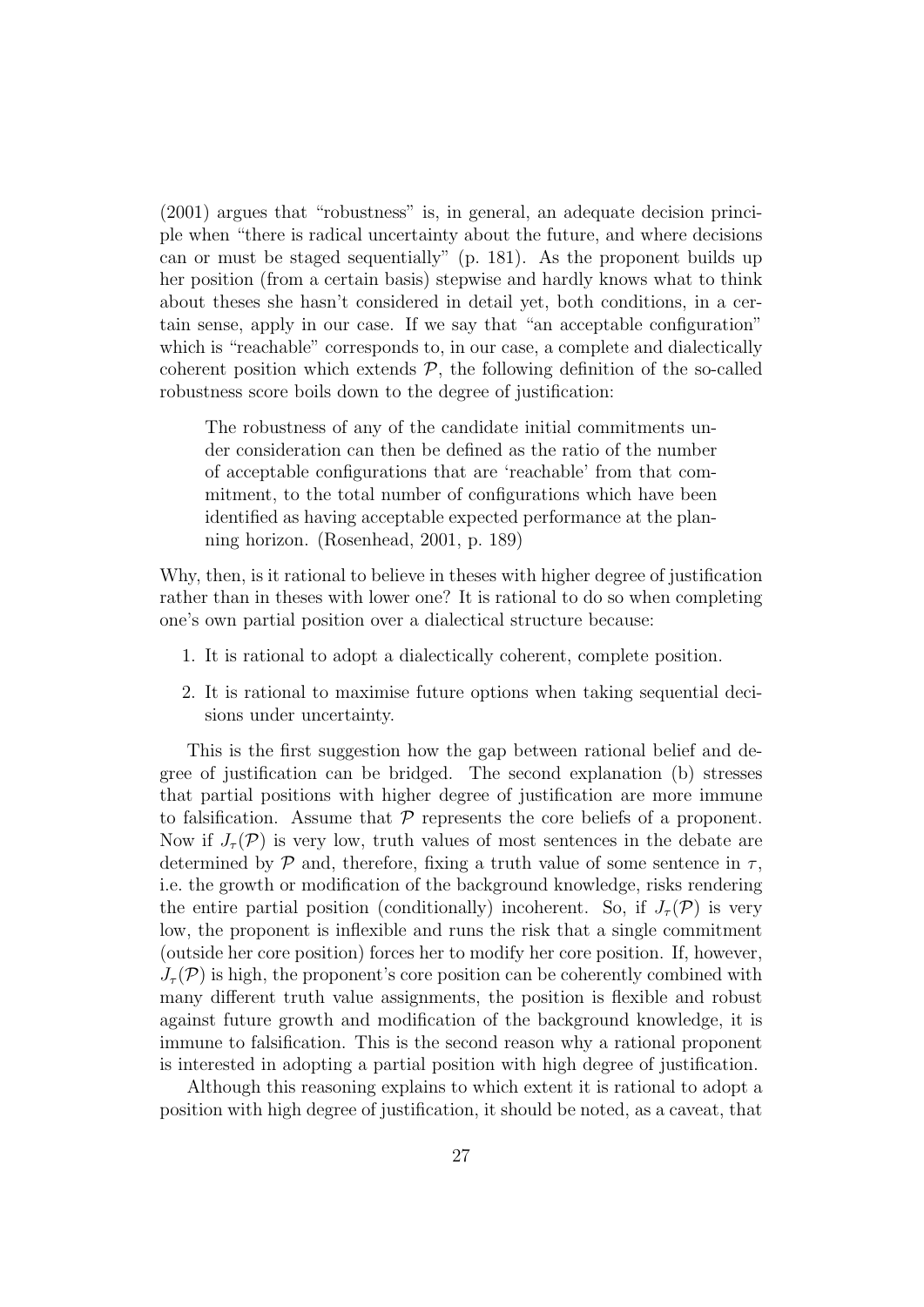(2001) argues that "robustness" is, in general, an adequate decision principle when "there is radical uncertainty about the future, and where decisions can or must be staged sequentially" (p. 181). As the proponent builds up her position (from a certain basis) stepwise and hardly knows what to think about theses she hasn't considered in detail yet, both conditions, in a certain sense, apply in our case. If we say that "an acceptable configuration" which is "reachable" corresponds to, in our case, a complete and dialectically coherent position which extends $\mathcal{P}$, the following definition of the so-called robustness score boils down to the degree of justification:

> The robustness of any of the candidate initial commitments under consideration can then be defined as the ratio of the number of acceptable configurations that are 'reachable' from that commitment, to the total number of configurations which have been identified as having acceptable expected performance at the planning horizon. (Rosenhead, 2001, p. 189)

Why, then, is it rational to believe in theses with higher degree of justification rather than in theses with lower one? It is rational to do so when completing one's own partial position over a dialectical structure because:

1. It is rational to adopt a dialectically coherent, complete position.
2. It is rational to maximise future options when taking sequential decisions under uncertainty.

This is the first suggestion how the gap between rational belief and degree of justification can be bridged. The second explanation (b) stresses that partial positions with higher degree of justification are more immune to falsification. Assume that $\mathcal{P}$ represents the core beliefs of a proponent. Now if $J_\tau(\mathcal{P})$ is very low, truth values of most sentences in the debate are determined by $\mathcal{P}$ and, therefore, fixing a truth value of some sentence in $\tau$, i.e. the growth or modification of the background knowledge, risks rendering the entire partial position (conditionally) incoherent. So, if $J_\tau(\mathcal{P})$ is very low, the proponent is inflexible and runs the risk that a single commitment (outside her core position) forces her to modify her core position. If, however, $J_\tau(\mathcal{P})$ is high, the proponent's core position can be coherently combined with many different truth value assignments, the position is flexible and robust against future growth and modification of the background knowledge, it is immune to falsification. This is the second reason why a rational proponent is interested in adopting a partial position with high degree of justification.

Although this reasoning explains to which extent it is rational to adopt a position with high degree of justification, it should be noted, as a caveat, that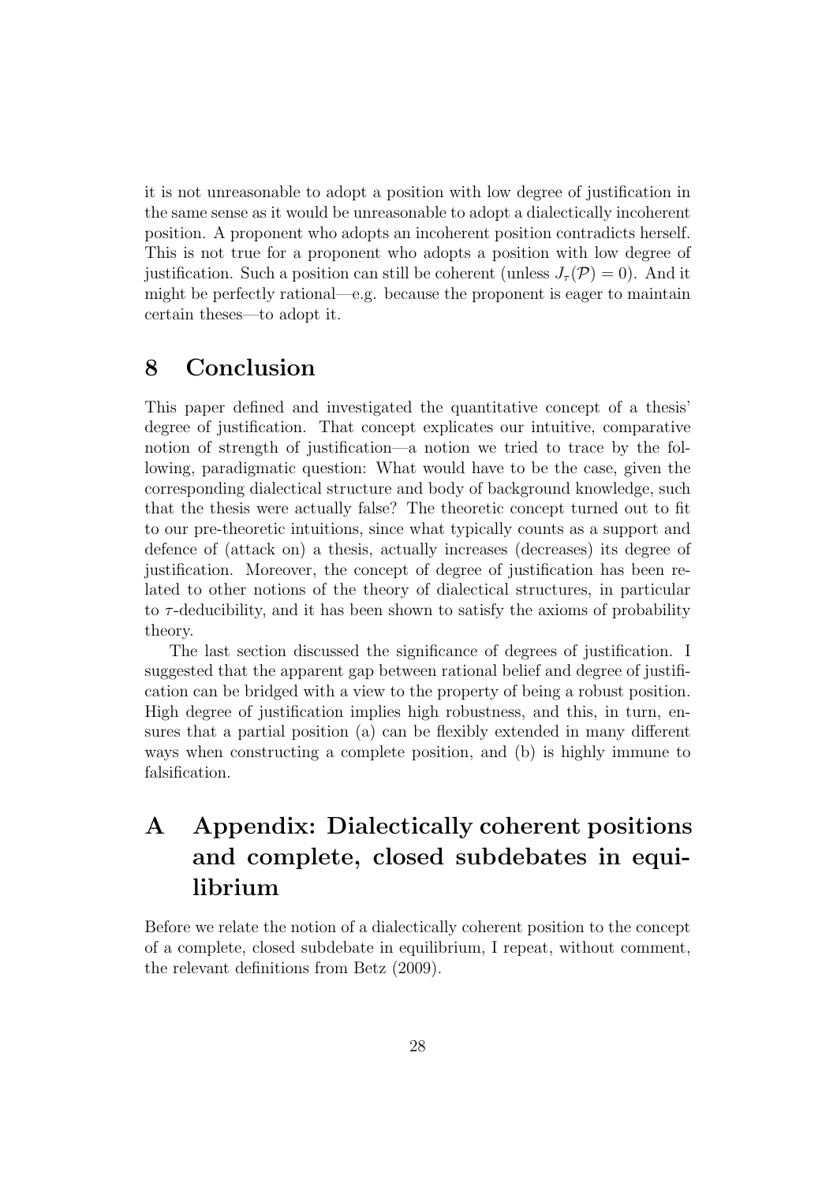it is not unreasonable to adopt a position with low degree of justification in the same sense as it would be unreasonable to adopt a dialectically incoherent position. A proponent who adopts an incoherent position contradicts herself. This is not true for a proponent who adopts a position with low degree of justification. Such a position can still be coherent (unless $J_\tau(\mathcal{P}) = 0$). And it might be perfectly rational—e.g. because the proponent is eager to maintain certain theses—to adopt it.

## 8 Conclusion

This paper defined and investigated the quantitative concept of a thesis' degree of justification. That concept explicates our intuitive, comparative notion of strength of justification—a notion we tried to trace by the following, paradigmatic question: What would have to be the case, given the corresponding dialectical structure and body of background knowledge, such that the thesis were actually false? The theoretic concept turned out to fit to our pre-theoretic intuitions, since what typically counts as a support and defence of (attack on) a thesis, actually increases (decreases) its degree of justification. Moreover, the concept of degree of justification has been related to other notions of the theory of dialectical structures, in particular to $\tau$-deducibility, and it has been shown to satisfy the axioms of probability theory.

The last section discussed the significance of degrees of justification. I suggested that the apparent gap between rational belief and degree of justification can be bridged with a view to the property of being a robust position. High degree of justification implies high robustness, and this, in turn, ensures that a partial position (a) can be flexibly extended in many different ways when constructing a complete position, and (b) is highly immune to falsification.

## A Appendix: Dialectically coherent positions and complete, closed subdebates in equilibrium

Before we relate the notion of a dialectically coherent position to the concept of a complete, closed subdebate in equilibrium, I repeat, without comment, the relevant definitions from Betz (2009).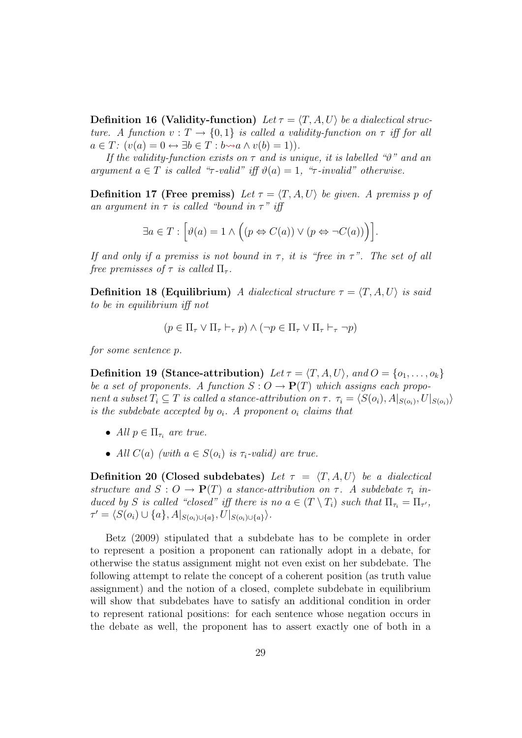**Definition 16 (Validity-function)** *Let $\tau = \langle T, A, U\rangle$ be a dialectical structure. A function $v : T \to \{0, 1\}$ is called a validity-function on $\tau$ iff for all $a \in T$: $(v(a) = 0 \leftrightarrow \exists b \in T : b \rightsquigarrow a \wedge v(b) = 1))$.*

*If the validity-function exists on $\tau$ and is unique, it is labelled "$\vartheta$" and an argument $a \in T$ is called "$\tau$-valid" iff $\vartheta(a) = 1$, "$\tau$-invalid" otherwise.*

**Definition 17 (Free premiss)** *Let $\tau = \langle T, A, U\rangle$ be given. A premiss $p$ of an argument in $\tau$ is called "bound in $\tau$" iff*

$$\exists a \in T : \Big[\vartheta(a) = 1 \wedge \Big((p \Leftrightarrow C(a)) \vee (p \Leftrightarrow \neg C(a))\Big)\Big].$$

*If and only if a premiss is not bound in $\tau$, it is "free in $\tau$". The set of all free premisses of $\tau$ is called $\Pi_\tau$.*

**Definition 18 (Equilibrium)** *A dialectical structure $\tau = \langle T, A, U\rangle$ is said to be in equilibrium iff not*

$$(p \in \Pi_\tau \vee \Pi_\tau \vdash_\tau p) \wedge (\neg p \in \Pi_\tau \vee \Pi_\tau \vdash_\tau \neg p)$$

*for some sentence $p$.*

**Definition 19 (Stance-attribution)** *Let $\tau = \langle T, A, U\rangle$, and $O = \{o_1, \ldots, o_k\}$ be a set of proponents. A function $S : O \to \mathbf{P}(T)$ which assigns each proponent a subset $T_i \subseteq T$ is called a stance-attribution on $\tau$. $\tau_i = \langle S(o_i), A|_{S(o_i)}, U|_{S(o_i)}\rangle$ is the subdebate accepted by $o_i$. A proponent $o_i$ claims that*

- *All $p \in \Pi_{\tau_i}$ are true.*
- *All $C(a)$ (with $a \in S(o_i)$ is $\tau_i$-valid) are true.*

**Definition 20 (Closed subdebates)** *Let $\tau = \langle T, A, U\rangle$ be a dialectical structure and $S : O \to \mathbf{P}(T)$ a stance-attribution on $\tau$. A subdebate $\tau_i$ induced by $S$ is called "closed" iff there is no $a \in (T \setminus T_i)$ such that $\Pi_{\tau_i} = \Pi_{\tau'}$, $\tau' = \langle S(o_i) \cup \{a\}, A|_{S(o_i)\cup\{a\}}, U|_{S(o_i)\cup\{a\}}\rangle$.*

Betz (2009) stipulated that a subdebate has to be complete in order to represent a position a proponent can rationally adopt in a debate, for otherwise the status assignment might not even exist on her subdebate. The following attempt to relate the concept of a coherent position (as truth value assignment) and the notion of a closed, complete subdebate in equilibrium will show that subdebates have to satisfy an additional condition in order to represent rational positions: for each sentence whose negation occurs in the debate as well, the proponent has to assert exactly one of both in a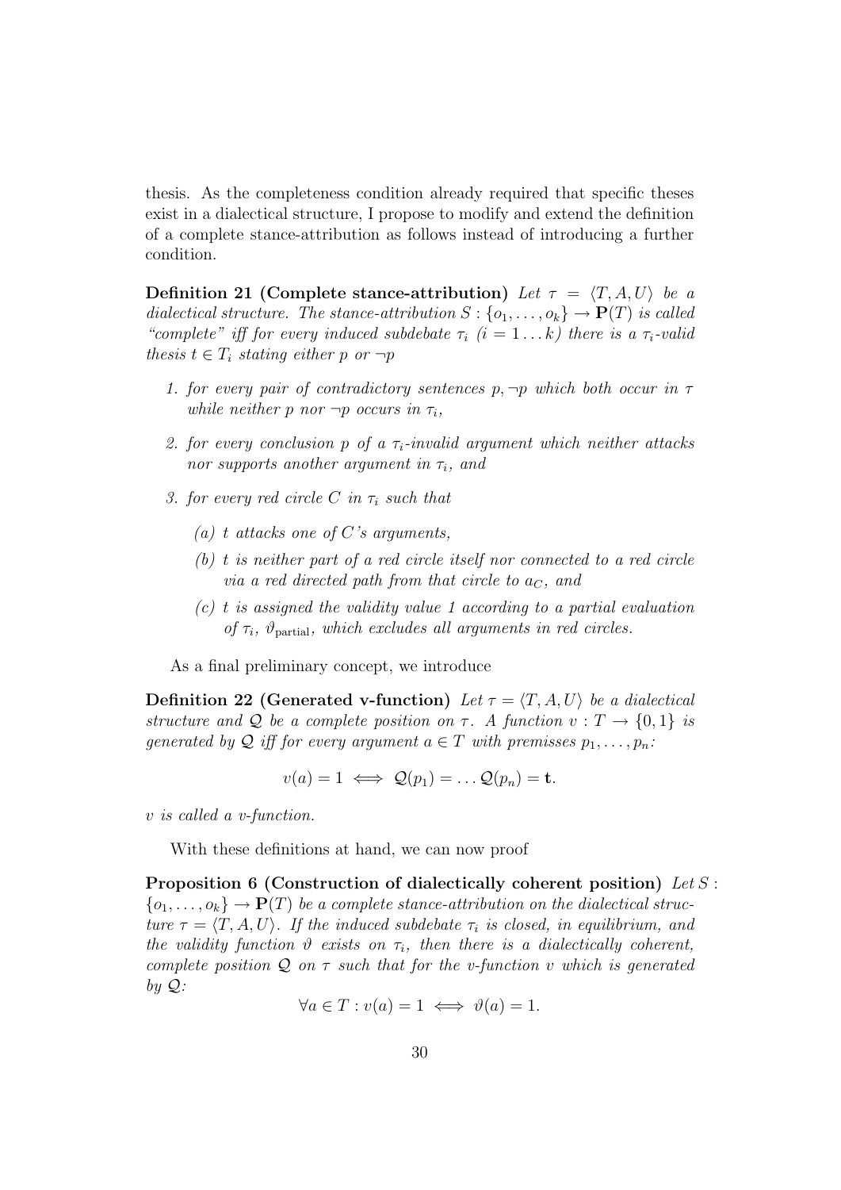thesis. As the completeness condition already required that specific theses exist in a dialectical structure, I propose to modify and extend the definition of a complete stance-attribution as follows instead of introducing a further condition.

**Definition 21 (Complete stance-attribution)** *Let $\tau = \langle T, A, U \rangle$ be a dialectical structure. The stance-attribution $S : \{o_1, \ldots, o_k\} \to \mathbf{P}(T)$ is called "complete" iff for every induced subdebate $\tau_i$ ($i = 1 \ldots k$) there is a $\tau_i$-valid thesis $t \in T_i$ stating either $p$ or $\neg p$*

1. *for every pair of contradictory sentences $p, \neg p$ which both occur in $\tau$ while neither $p$ nor $\neg p$ occurs in $\tau_i$,*
2. *for every conclusion $p$ of a $\tau_i$-invalid argument which neither attacks nor supports another argument in $\tau_i$, and*
3. *for every red circle $C$ in $\tau_i$ such that*
   - *(a) $t$ attacks one of $C$'s arguments,*
   - *(b) $t$ is neither part of a red circle itself nor connected to a red circle via a red directed path from that circle to $a_C$, and*
   - *(c) $t$ is assigned the validity value 1 according to a partial evaluation of $\tau_i$, $\vartheta_{\text{partial}}$, which excludes all arguments in red circles.*

As a final preliminary concept, we introduce

**Definition 22 (Generated v-function)** *Let $\tau = \langle T, A, U \rangle$ be a dialectical structure and $\mathcal{Q}$ be a complete position on $\tau$. A function $v : T \to \{0, 1\}$ is generated by $\mathcal{Q}$ iff for every argument $a \in T$ with premisses $p_1, \ldots, p_n$:*

$$v(a) = 1 \iff \mathcal{Q}(p_1) = \ldots \mathcal{Q}(p_n) = \mathbf{t}.$$

*$v$ is called a v-function.*

With these definitions at hand, we can now proof

**Proposition 6 (Construction of dialectically coherent position)** *Let $S : \{o_1, \ldots, o_k\} \to \mathbf{P}(T)$ be a complete stance-attribution on the dialectical structure $\tau = \langle T, A, U \rangle$. If the induced subdebate $\tau_i$ is closed, in equilibrium, and the validity function $\vartheta$ exists on $\tau_i$, then there is a dialectically coherent, complete position $\mathcal{Q}$ on $\tau$ such that for the v-function $v$ which is generated by $\mathcal{Q}$:*

$$\forall a \in T : v(a) = 1 \iff \vartheta(a) = 1.$$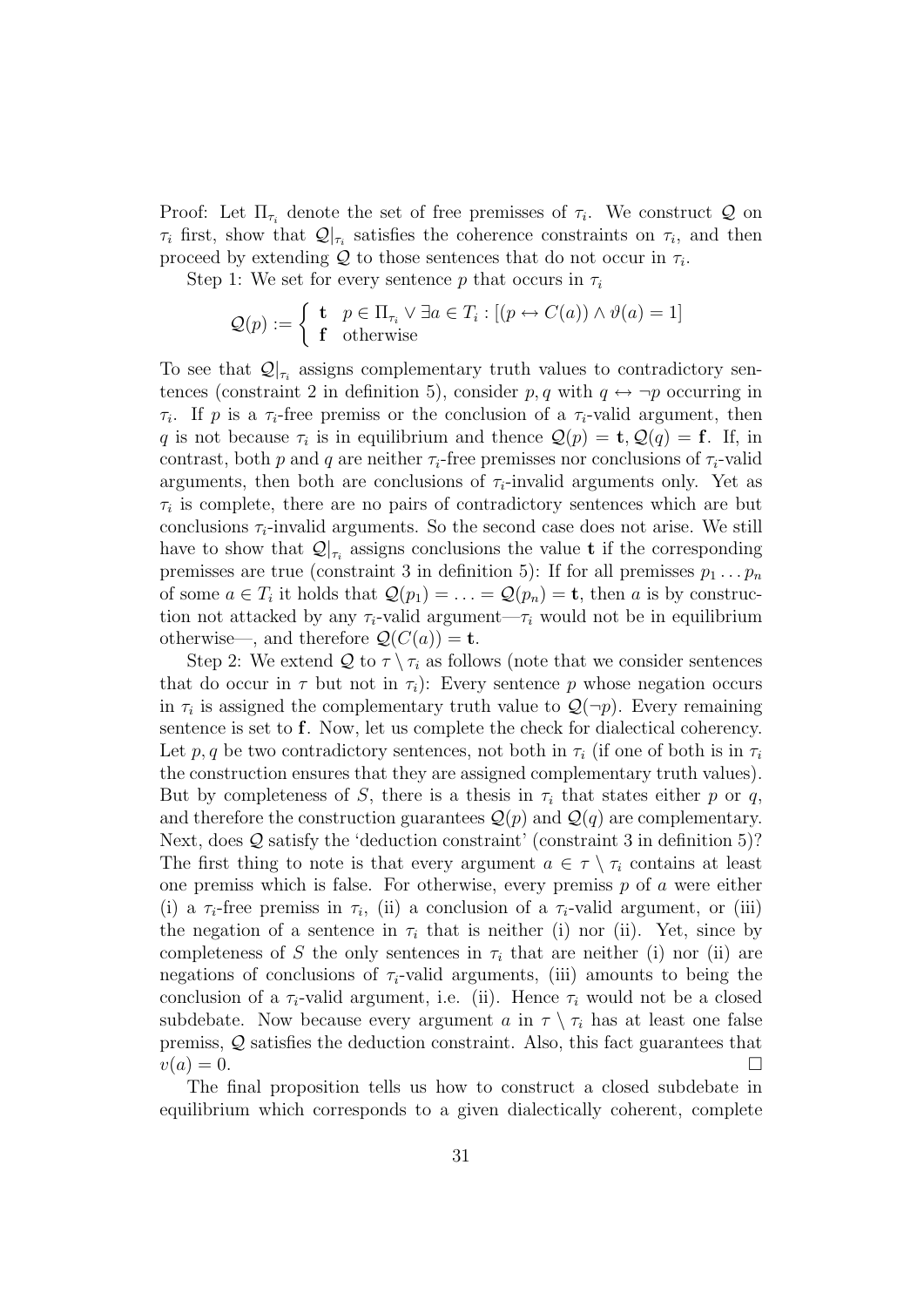Proof: Let $\Pi_{\tau_i}$ denote the set of free premisses of $\tau_i$. We construct $\mathcal{Q}$ on $\tau_i$ first, show that $\mathcal{Q}|_{\tau_i}$ satisfies the coherence constraints on $\tau_i$, and then proceed by extending $\mathcal{Q}$ to those sentences that do not occur in $\tau_i$.

Step 1: We set for every sentence $p$ that occurs in $\tau_i$

$$\mathcal{Q}(p) := \begin{cases} \mathbf{t} & p \in \Pi_{\tau_i} \vee \exists a \in T_i : [(p \leftrightarrow C(a)) \wedge \vartheta(a) = 1] \\ \mathbf{f} & \text{otherwise} \end{cases}$$

To see that $\mathcal{Q}|_{\tau_i}$ assigns complementary truth values to contradictory sentences (constraint 2 in definition 5), consider $p, q$ with $q \leftrightarrow \neg p$ occurring in $\tau_i$. If $p$ is a $\tau_i$-free premiss or the conclusion of a $\tau_i$-valid argument, then $q$ is not because $\tau_i$ is in equilibrium and thence $\mathcal{Q}(p) = \mathbf{t}, \mathcal{Q}(q) = \mathbf{f}$. If, in contrast, both $p$ and $q$ are neither $\tau_i$-free premisses nor conclusions of $\tau_i$-valid arguments, then both are conclusions of $\tau_i$-invalid arguments only. Yet as $\tau_i$ is complete, there are no pairs of contradictory sentences which are but conclusions $\tau_i$-invalid arguments. So the second case does not arise. We still have to show that $\mathcal{Q}|_{\tau_i}$ assigns conclusions the value $\mathbf{t}$ if the corresponding premisses are true (constraint 3 in definition 5): If for all premisses $p_1 \dots p_n$ of some $a \in T_i$ it holds that $\mathcal{Q}(p_1) = \dots = \mathcal{Q}(p_n) = \mathbf{t}$, then $a$ is by construction not attacked by any $\tau_i$-valid argument—$\tau_i$ would not be in equilibrium otherwise—, and therefore $\mathcal{Q}(C(a)) = \mathbf{t}$.

Step 2: We extend $\mathcal{Q}$ to $\tau \setminus \tau_i$ as follows (note that we consider sentences that do occur in $\tau$ but not in $\tau_i$): Every sentence $p$ whose negation occurs in $\tau_i$ is assigned the complementary truth value to $\mathcal{Q}(\neg p)$. Every remaining sentence is set to $\mathbf{f}$. Now, let us complete the check for dialectical coherency. Let $p, q$ be two contradictory sentences, not both in $\tau_i$ (if one of both is in $\tau_i$ the construction ensures that they are assigned complementary truth values). But by completeness of $S$, there is a thesis in $\tau_i$ that states either $p$ or $q$, and therefore the construction guarantees $\mathcal{Q}(p)$ and $\mathcal{Q}(q)$ are complementary. Next, does $\mathcal{Q}$ satisfy the 'deduction constraint' (constraint 3 in definition 5)? The first thing to note is that every argument $a \in \tau \setminus \tau_i$ contains at least one premiss which is false. For otherwise, every premiss $p$ of $a$ were either (i) a $\tau_i$-free premiss in $\tau_i$, (ii) a conclusion of a $\tau_i$-valid argument, or (iii) the negation of a sentence in $\tau_i$ that is neither (i) nor (ii). Yet, since by completeness of $S$ the only sentences in $\tau_i$ that are neither (i) nor (ii) are negations of conclusions of $\tau_i$-valid arguments, (iii) amounts to being the conclusion of a $\tau_i$-valid argument, i.e. (ii). Hence $\tau_i$ would not be a closed subdebate. Now because every argument $a$ in $\tau \setminus \tau_i$ has at least one false premiss, $\mathcal{Q}$ satisfies the deduction constraint. Also, this fact guarantees that $v(a) = 0$. □

The final proposition tells us how to construct a closed subdebate in equilibrium which corresponds to a given dialectically coherent, complete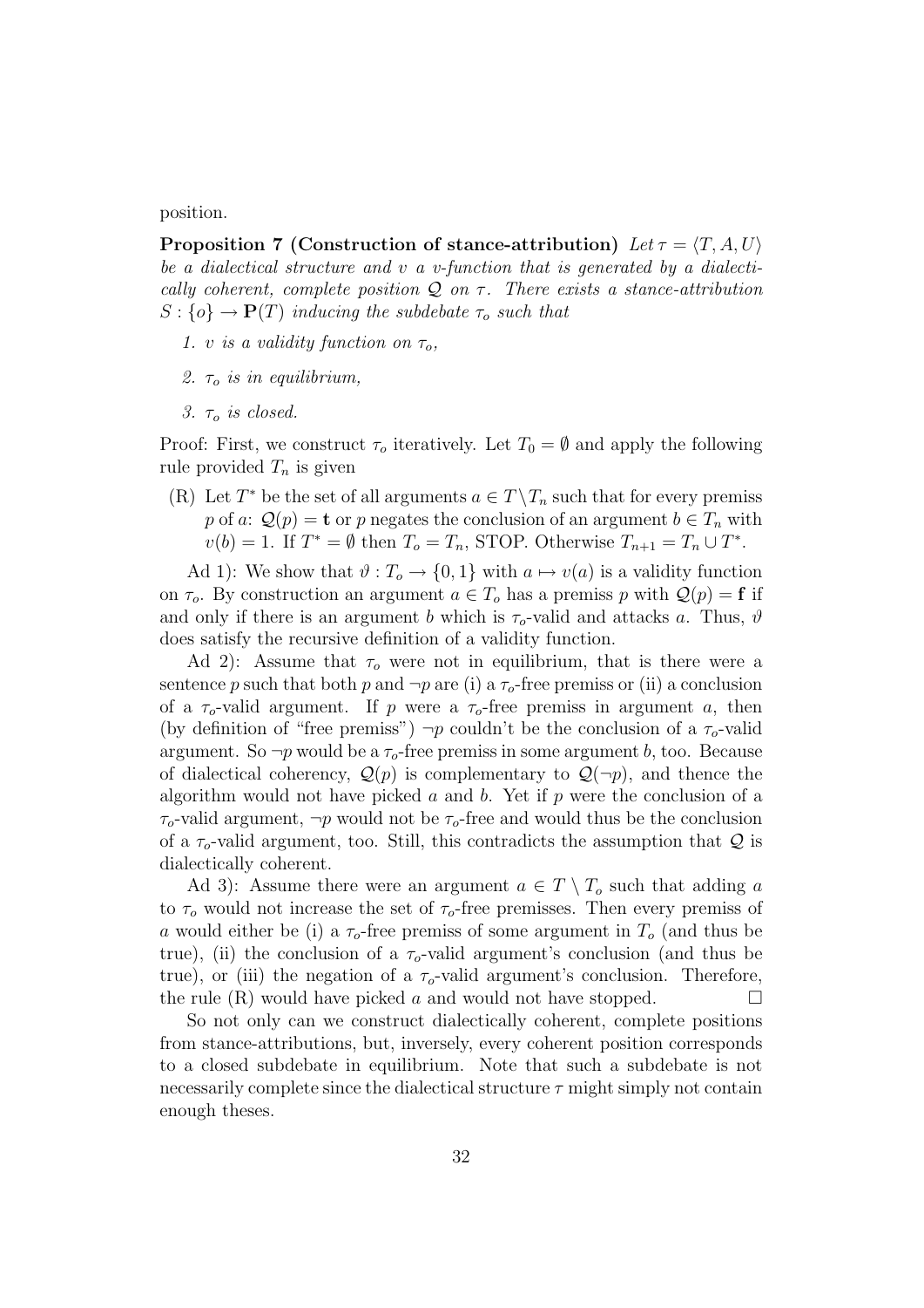position.

**Proposition 7 (Construction of stance-attribution)** *Let $\tau = \langle T, A, U \rangle$ be a dialectical structure and $v$ a v-function that is generated by a dialectically coherent, complete position $\mathcal{Q}$ on $\tau$. There exists a stance-attribution $S : \{o\} \rightarrow \mathbf{P}(T)$ inducing the subdebate $\tau_o$ such that*

1. *$v$ is a validity function on $\tau_o$,*
2. *$\tau_o$ is in equilibrium,*
3. *$\tau_o$ is closed.*

Proof: First, we construct $\tau_o$ iteratively. Let $T_0 = \emptyset$ and apply the following rule provided $T_n$ is given

(R) Let $T^*$ be the set of all arguments $a \in T \setminus T_n$ such that for every premiss $p$ of $a$: $\mathcal{Q}(p) = \mathbf{t}$ or $p$ negates the conclusion of an argument $b \in T_n$ with $v(b) = 1$. If $T^* = \emptyset$ then $T_o = T_n$, STOP. Otherwise $T_{n+1} = T_n \cup T^*$.

Ad 1): We show that $\vartheta : T_o \rightarrow \{0, 1\}$ with $a \mapsto v(a)$ is a validity function on $\tau_o$. By construction an argument $a \in T_o$ has a premiss $p$ with $\mathcal{Q}(p) = \mathbf{f}$ if and only if there is an argument $b$ which is $\tau_o$-valid and attacks $a$. Thus, $\vartheta$ does satisfy the recursive definition of a validity function.

Ad 2): Assume that $\tau_o$ were not in equilibrium, that is there were a sentence $p$ such that both $p$ and $\neg p$ are (i) a $\tau_o$-free premiss or (ii) a conclusion of a $\tau_o$-valid argument. If $p$ were a $\tau_o$-free premiss in argument $a$, then (by definition of "free premiss") $\neg p$ couldn't be the conclusion of a $\tau_o$-valid argument. So $\neg p$ would be a $\tau_o$-free premiss in some argument $b$, too. Because of dialectical coherency, $\mathcal{Q}(p)$ is complementary to $\mathcal{Q}(\neg p)$, and thence the algorithm would not have picked $a$ and $b$. Yet if $p$ were the conclusion of a $\tau_o$-valid argument, $\neg p$ would not be $\tau_o$-free and would thus be the conclusion of a $\tau_o$-valid argument, too. Still, this contradicts the assumption that $\mathcal{Q}$ is dialectically coherent.

Ad 3): Assume there were an argument $a \in T \setminus T_o$ such that adding $a$ to $\tau_o$ would not increase the set of $\tau_o$-free premisses. Then every premiss of $a$ would either be (i) a $\tau_o$-free premiss of some argument in $T_o$ (and thus be true), (ii) the conclusion of a $\tau_o$-valid argument's conclusion (and thus be true), or (iii) the negation of a $\tau_o$-valid argument's conclusion. Therefore, the rule (R) would have picked $a$ and would not have stopped. □

So not only can we construct dialectically coherent, complete positions from stance-attributions, but, inversely, every coherent position corresponds to a closed subdebate in equilibrium. Note that such a subdebate is not necessarily complete since the dialectical structure $\tau$ might simply not contain enough theses.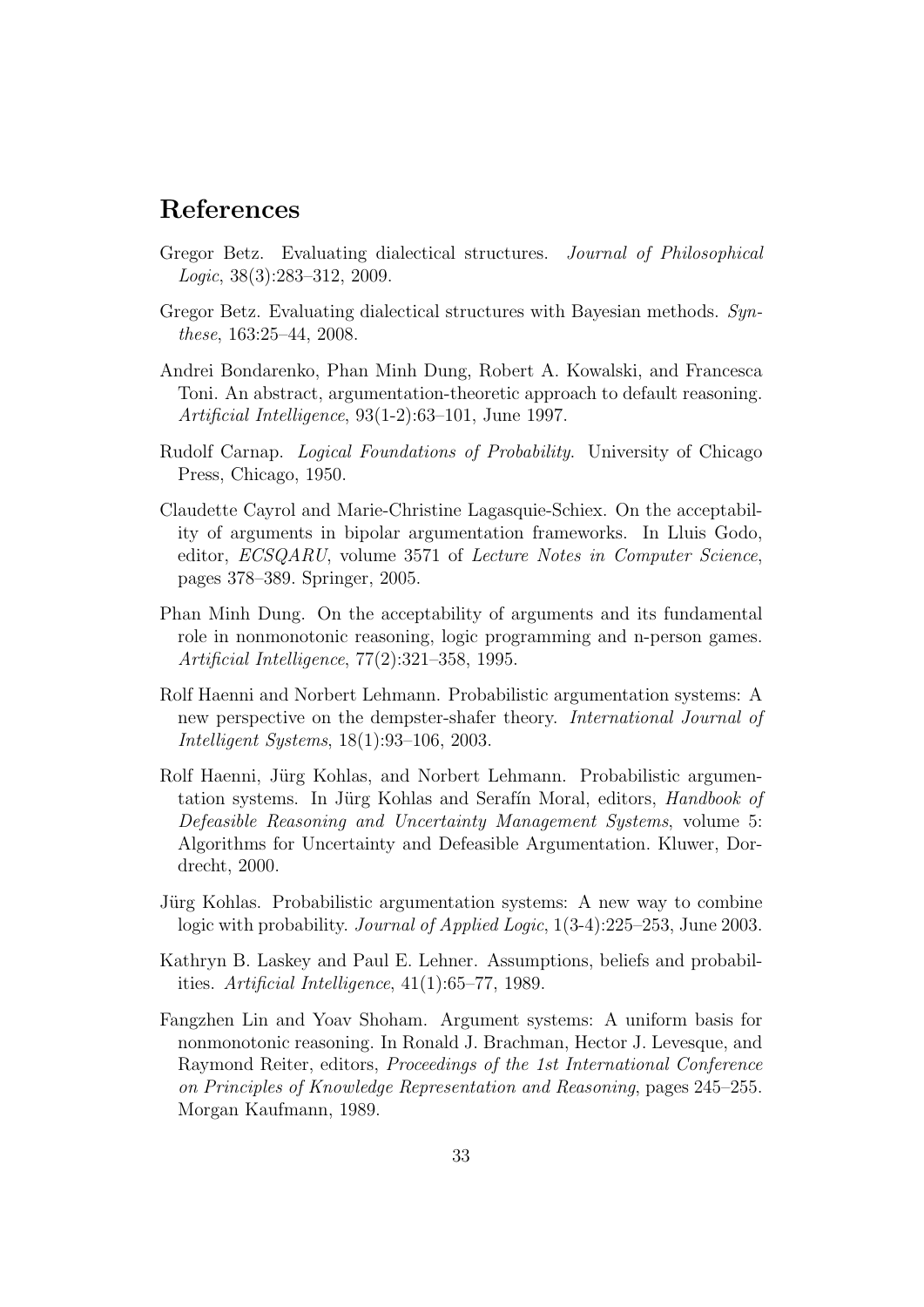## References

Gregor Betz. Evaluating dialectical structures. *Journal of Philosophical Logic*, 38(3):283–312, 2009.

Gregor Betz. Evaluating dialectical structures with Bayesian methods. *Synthese*, 163:25–44, 2008.

Andrei Bondarenko, Phan Minh Dung, Robert A. Kowalski, and Francesca Toni. An abstract, argumentation-theoretic approach to default reasoning. *Artificial Intelligence*, 93(1-2):63–101, June 1997.

Rudolf Carnap. *Logical Foundations of Probability*. University of Chicago Press, Chicago, 1950.

Claudette Cayrol and Marie-Christine Lagasquie-Schiex. On the acceptability of arguments in bipolar argumentation frameworks. In Lluis Godo, editor, *ECSQARU*, volume 3571 of *Lecture Notes in Computer Science*, pages 378–389. Springer, 2005.

Phan Minh Dung. On the acceptability of arguments and its fundamental role in nonmonotonic reasoning, logic programming and n-person games. *Artificial Intelligence*, 77(2):321–358, 1995.

Rolf Haenni and Norbert Lehmann. Probabilistic argumentation systems: A new perspective on the dempster-shafer theory. *International Journal of Intelligent Systems*, 18(1):93–106, 2003.

Rolf Haenni, Jürg Kohlas, and Norbert Lehmann. Probabilistic argumentation systems. In Jürg Kohlas and Serafín Moral, editors, *Handbook of Defeasible Reasoning and Uncertainty Management Systems*, volume 5: Algorithms for Uncertainty and Defeasible Argumentation. Kluwer, Dordrecht, 2000.

Jürg Kohlas. Probabilistic argumentation systems: A new way to combine logic with probability. *Journal of Applied Logic*, 1(3-4):225–253, June 2003.

Kathryn B. Laskey and Paul E. Lehner. Assumptions, beliefs and probabilities. *Artificial Intelligence*, 41(1):65–77, 1989.

Fangzhen Lin and Yoav Shoham. Argument systems: A uniform basis for nonmonotonic reasoning. In Ronald J. Brachman, Hector J. Levesque, and Raymond Reiter, editors, *Proceedings of the 1st International Conference on Principles of Knowledge Representation and Reasoning*, pages 245–255. Morgan Kaufmann, 1989.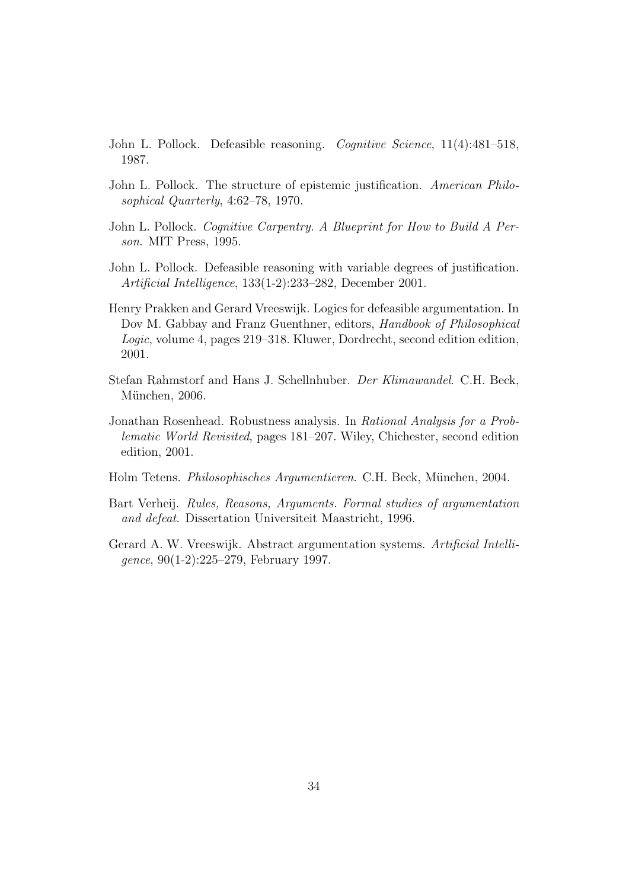John L. Pollock. Defeasible reasoning. *Cognitive Science*, 11(4):481–518, 1987.

John L. Pollock. The structure of epistemic justification. *American Philosophical Quarterly*, 4:62–78, 1970.

John L. Pollock. *Cognitive Carpentry. A Blueprint for How to Build A Person.* MIT Press, 1995.

John L. Pollock. Defeasible reasoning with variable degrees of justification. *Artificial Intelligence*, 133(1-2):233–282, December 2001.

Henry Prakken and Gerard Vreeswijk. Logics for defeasible argumentation. In Dov M. Gabbay and Franz Guenthner, editors, *Handbook of Philosophical Logic*, volume 4, pages 219–318. Kluwer, Dordrecht, second edition edition, 2001.

Stefan Rahmstorf and Hans J. Schellnhuber. *Der Klimawandel*. C.H. Beck, München, 2006.

Jonathan Rosenhead. Robustness analysis. In *Rational Analysis for a Problematic World Revisited*, pages 181–207. Wiley, Chichester, second edition edition, 2001.

Holm Tetens. *Philosophisches Argumentieren*. C.H. Beck, München, 2004.

Bart Verheij. *Rules, Reasons, Arguments. Formal studies of argumentation and defeat*. Dissertation Universiteit Maastricht, 1996.

Gerard A. W. Vreeswijk. Abstract argumentation systems. *Artificial Intelligence*, 90(1-2):225–279, February 1997.